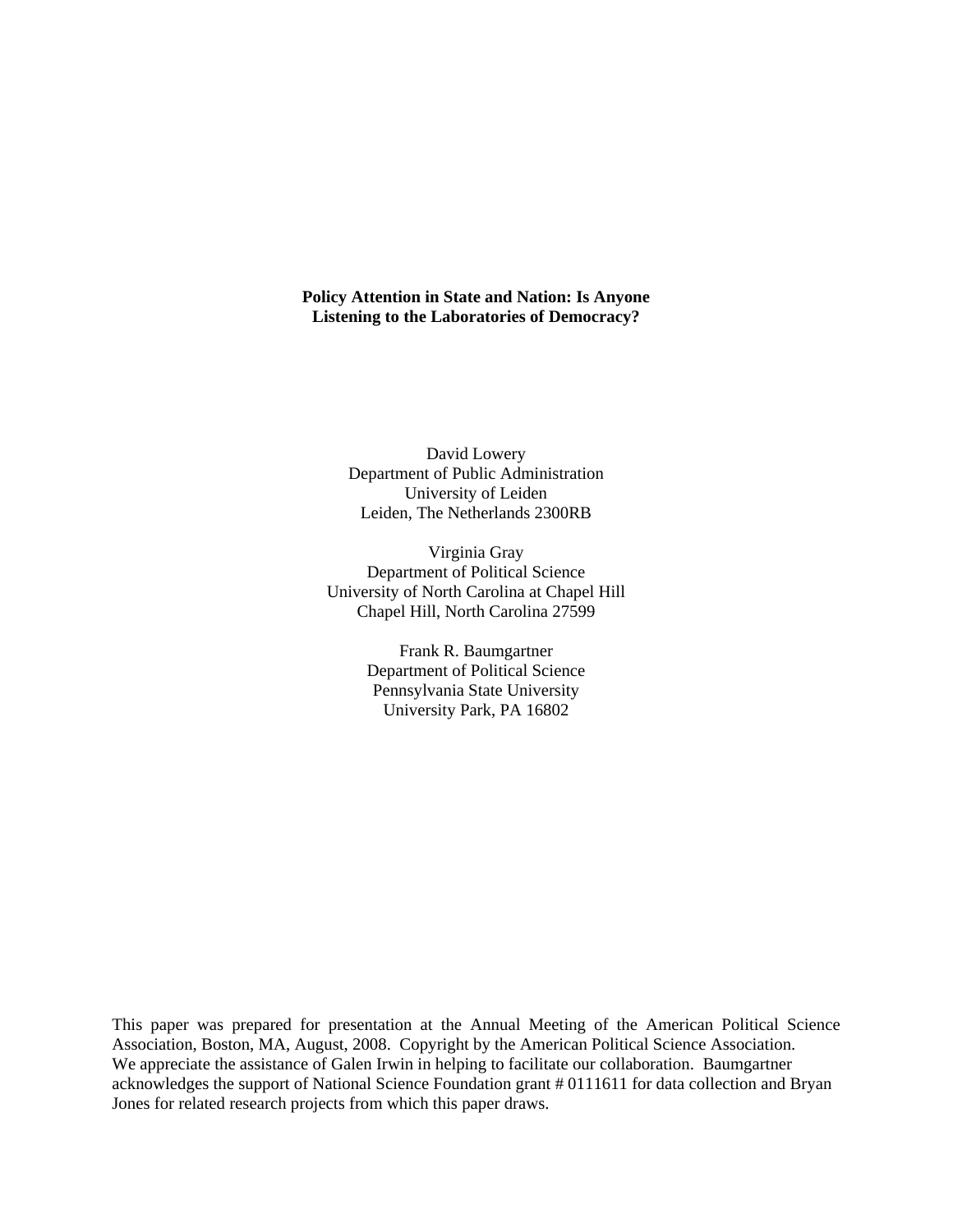**Policy Attention in State and Nation: Is Anyone Listening to the Laboratories of Democracy?**

David Lowery
Department of Public Administration
University of Leiden
Leiden, The Netherlands 2300RB

Virginia Gray
Department of Political Science
University of North Carolina at Chapel Hill
Chapel Hill, North Carolina 27599

Frank R. Baumgartner
Department of Political Science
Pennsylvania State University
University Park, PA 16802

This paper was prepared for presentation at the Annual Meeting of the American Political Science Association, Boston, MA, August, 2008. Copyright by the American Political Science Association. We appreciate the assistance of Galen Irwin in helping to facilitate our collaboration. Baumgartner acknowledges the support of National Science Foundation grant # 0111611 for data collection and Bryan Jones for related research projects from which this paper draws.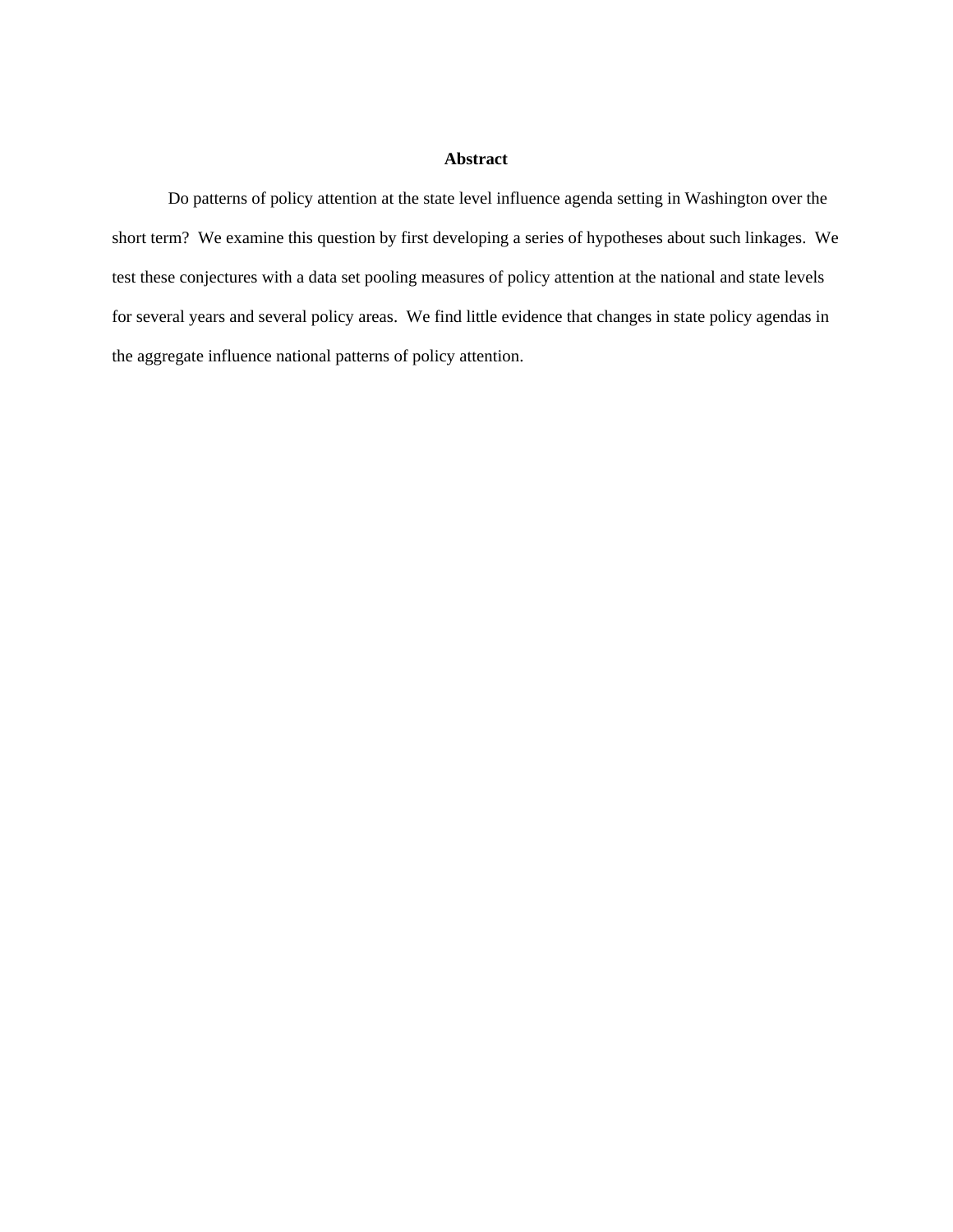## Abstract

Do patterns of policy attention at the state level influence agenda setting in Washington over the short term? We examine this question by first developing a series of hypotheses about such linkages. We test these conjectures with a data set pooling measures of policy attention at the national and state levels for several years and several policy areas. We find little evidence that changes in state policy agendas in the aggregate influence national patterns of policy attention.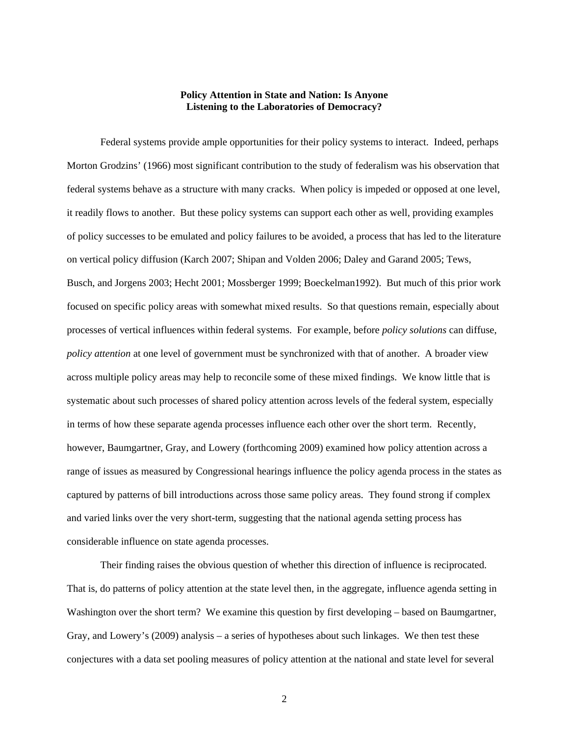**Policy Attention in State and Nation: Is Anyone Listening to the Laboratories of Democracy?**

Federal systems provide ample opportunities for their policy systems to interact. Indeed, perhaps Morton Grodzins' (1966) most significant contribution to the study of federalism was his observation that federal systems behave as a structure with many cracks. When policy is impeded or opposed at one level, it readily flows to another. But these policy systems can support each other as well, providing examples of policy successes to be emulated and policy failures to be avoided, a process that has led to the literature on vertical policy diffusion (Karch 2007; Shipan and Volden 2006; Daley and Garand 2005; Tews, Busch, and Jorgens 2003; Hecht 2001; Mossberger 1999; Boeckelman1992). But much of this prior work focused on specific policy areas with somewhat mixed results. So that questions remain, especially about processes of vertical influences within federal systems. For example, before *policy solutions* can diffuse, *policy attention* at one level of government must be synchronized with that of another. A broader view across multiple policy areas may help to reconcile some of these mixed findings. We know little that is systematic about such processes of shared policy attention across levels of the federal system, especially in terms of how these separate agenda processes influence each other over the short term. Recently, however, Baumgartner, Gray, and Lowery (forthcoming 2009) examined how policy attention across a range of issues as measured by Congressional hearings influence the policy agenda process in the states as captured by patterns of bill introductions across those same policy areas. They found strong if complex and varied links over the very short-term, suggesting that the national agenda setting process has considerable influence on state agenda processes.

Their finding raises the obvious question of whether this direction of influence is reciprocated. That is, do patterns of policy attention at the state level then, in the aggregate, influence agenda setting in Washington over the short term? We examine this question by first developing – based on Baumgartner, Gray, and Lowery's (2009) analysis – a series of hypotheses about such linkages. We then test these conjectures with a data set pooling measures of policy attention at the national and state level for several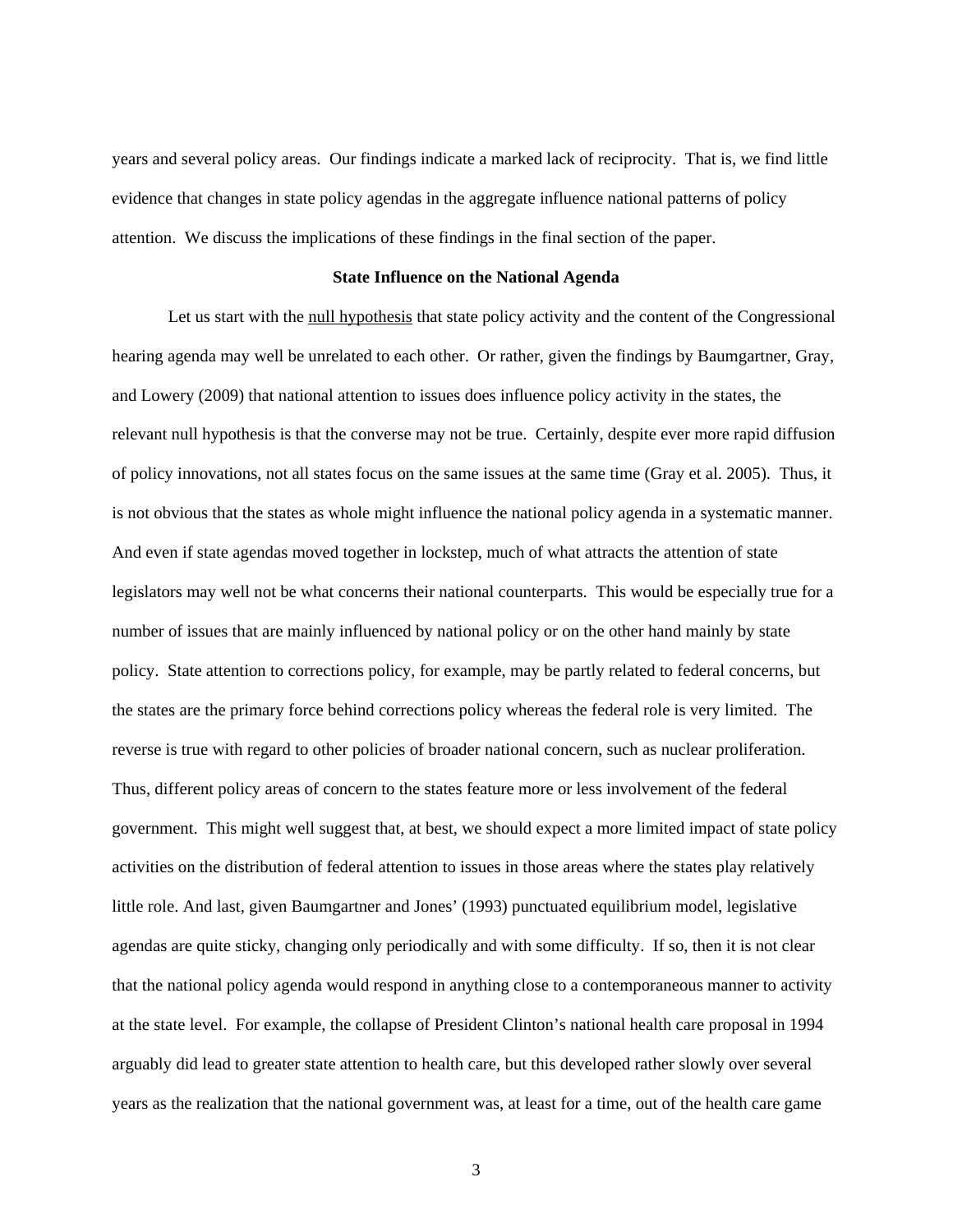years and several policy areas. Our findings indicate a marked lack of reciprocity. That is, we find little evidence that changes in state policy agendas in the aggregate influence national patterns of policy attention. We discuss the implications of these findings in the final section of the paper.

## State Influence on the National Agenda

Let us start with the null hypothesis that state policy activity and the content of the Congressional hearing agenda may well be unrelated to each other. Or rather, given the findings by Baumgartner, Gray, and Lowery (2009) that national attention to issues does influence policy activity in the states, the relevant null hypothesis is that the converse may not be true. Certainly, despite ever more rapid diffusion of policy innovations, not all states focus on the same issues at the same time (Gray et al. 2005). Thus, it is not obvious that the states as whole might influence the national policy agenda in a systematic manner. And even if state agendas moved together in lockstep, much of what attracts the attention of state legislators may well not be what concerns their national counterparts. This would be especially true for a number of issues that are mainly influenced by national policy or on the other hand mainly by state policy. State attention to corrections policy, for example, may be partly related to federal concerns, but the states are the primary force behind corrections policy whereas the federal role is very limited. The reverse is true with regard to other policies of broader national concern, such as nuclear proliferation. Thus, different policy areas of concern to the states feature more or less involvement of the federal government. This might well suggest that, at best, we should expect a more limited impact of state policy activities on the distribution of federal attention to issues in those areas where the states play relatively little role. And last, given Baumgartner and Jones' (1993) punctuated equilibrium model, legislative agendas are quite sticky, changing only periodically and with some difficulty. If so, then it is not clear that the national policy agenda would respond in anything close to a contemporaneous manner to activity at the state level. For example, the collapse of President Clinton's national health care proposal in 1994 arguably did lead to greater state attention to health care, but this developed rather slowly over several years as the realization that the national government was, at least for a time, out of the health care game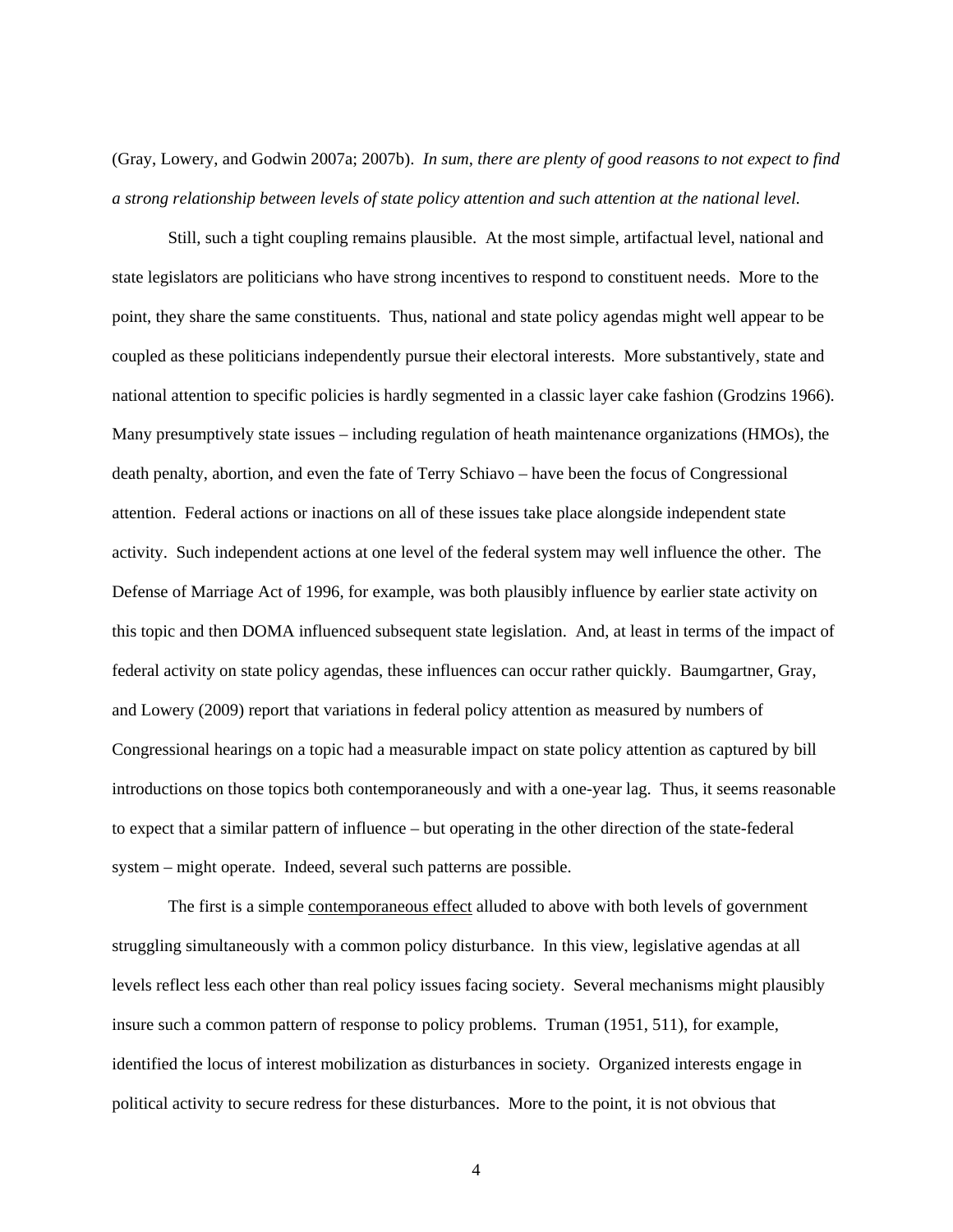(Gray, Lowery, and Godwin 2007a; 2007b). *In sum, there are plenty of good reasons to not expect to find a strong relationship between levels of state policy attention and such attention at the national level.*

Still, such a tight coupling remains plausible. At the most simple, artifactual level, national and state legislators are politicians who have strong incentives to respond to constituent needs. More to the point, they share the same constituents. Thus, national and state policy agendas might well appear to be coupled as these politicians independently pursue their electoral interests. More substantively, state and national attention to specific policies is hardly segmented in a classic layer cake fashion (Grodzins 1966). Many presumptively state issues – including regulation of heath maintenance organizations (HMOs), the death penalty, abortion, and even the fate of Terry Schiavo – have been the focus of Congressional attention. Federal actions or inactions on all of these issues take place alongside independent state activity. Such independent actions at one level of the federal system may well influence the other. The Defense of Marriage Act of 1996, for example, was both plausibly influence by earlier state activity on this topic and then DOMA influenced subsequent state legislation. And, at least in terms of the impact of federal activity on state policy agendas, these influences can occur rather quickly. Baumgartner, Gray, and Lowery (2009) report that variations in federal policy attention as measured by numbers of Congressional hearings on a topic had a measurable impact on state policy attention as captured by bill introductions on those topics both contemporaneously and with a one-year lag. Thus, it seems reasonable to expect that a similar pattern of influence – but operating in the other direction of the state-federal system – might operate. Indeed, several such patterns are possible.

The first is a simple <u>contemporaneous effect</u> alluded to above with both levels of government struggling simultaneously with a common policy disturbance. In this view, legislative agendas at all levels reflect less each other than real policy issues facing society. Several mechanisms might plausibly insure such a common pattern of response to policy problems. Truman (1951, 511), for example, identified the locus of interest mobilization as disturbances in society. Organized interests engage in political activity to secure redress for these disturbances. More to the point, it is not obvious that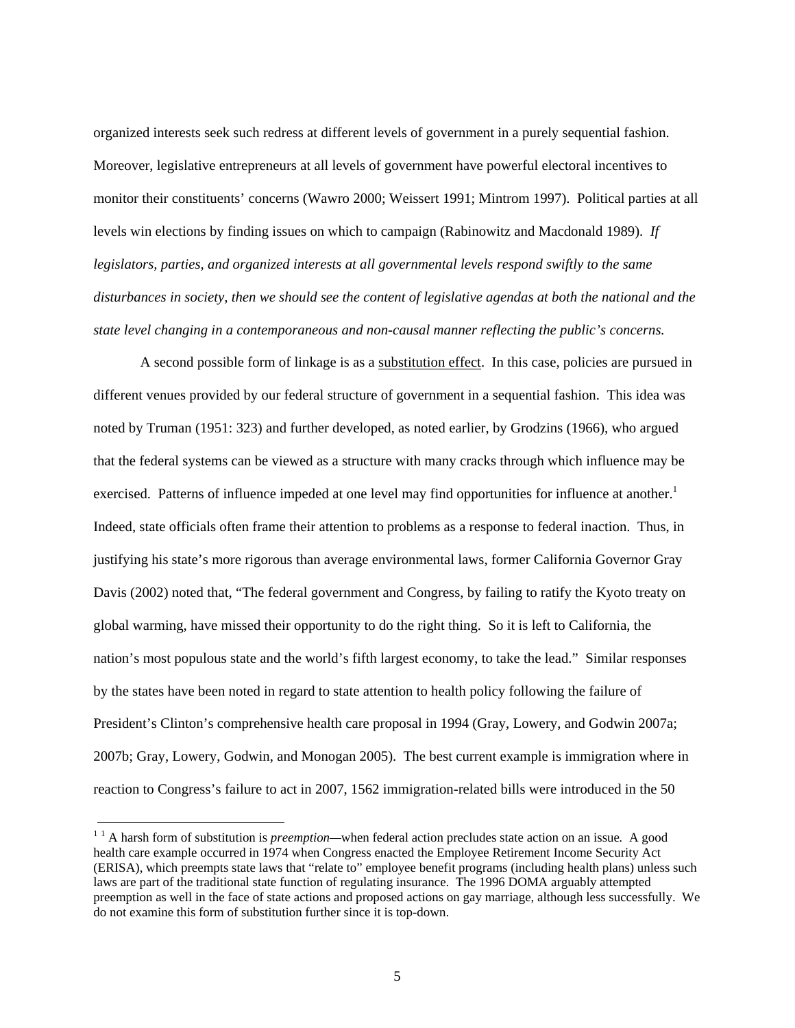organized interests seek such redress at different levels of government in a purely sequential fashion. Moreover, legislative entrepreneurs at all levels of government have powerful electoral incentives to monitor their constituents' concerns (Wawro 2000; Weissert 1991; Mintrom 1997). Political parties at all levels win elections by finding issues on which to campaign (Rabinowitz and Macdonald 1989). *If legislators, parties, and organized interests at all governmental levels respond swiftly to the same disturbances in society, then we should see the content of legislative agendas at both the national and the state level changing in a contemporaneous and non-causal manner reflecting the public's concerns.*

A second possible form of linkage is as a <u>substitution effect</u>. In this case, policies are pursued in different venues provided by our federal structure of government in a sequential fashion. This idea was noted by Truman (1951: 323) and further developed, as noted earlier, by Grodzins (1966), who argued that the federal systems can be viewed as a structure with many cracks through which influence may be exercised. Patterns of influence impeded at one level may find opportunities for influence at another.[1] Indeed, state officials often frame their attention to problems as a response to federal inaction. Thus, in justifying his state's more rigorous than average environmental laws, former California Governor Gray Davis (2002) noted that, "The federal government and Congress, by failing to ratify the Kyoto treaty on global warming, have missed their opportunity to do the right thing. So it is left to California, the nation's most populous state and the world's fifth largest economy, to take the lead." Similar responses by the states have been noted in regard to state attention to health policy following the failure of President's Clinton's comprehensive health care proposal in 1994 (Gray, Lowery, and Godwin 2007a; 2007b; Gray, Lowery, Godwin, and Monogan 2005). The best current example is immigration where in reaction to Congress's failure to act in 2007, 1562 immigration-related bills were introduced in the 50

---

[1] [1] A harsh form of substitution is *preemption*—when federal action precludes state action on an issue. A good health care example occurred in 1974 when Congress enacted the Employee Retirement Income Security Act (ERISA), which preempts state laws that "relate to" employee benefit programs (including health plans) unless such laws are part of the traditional state function of regulating insurance. The 1996 DOMA arguably attempted preemption as well in the face of state actions and proposed actions on gay marriage, although less successfully. We do not examine this form of substitution further since it is top-down.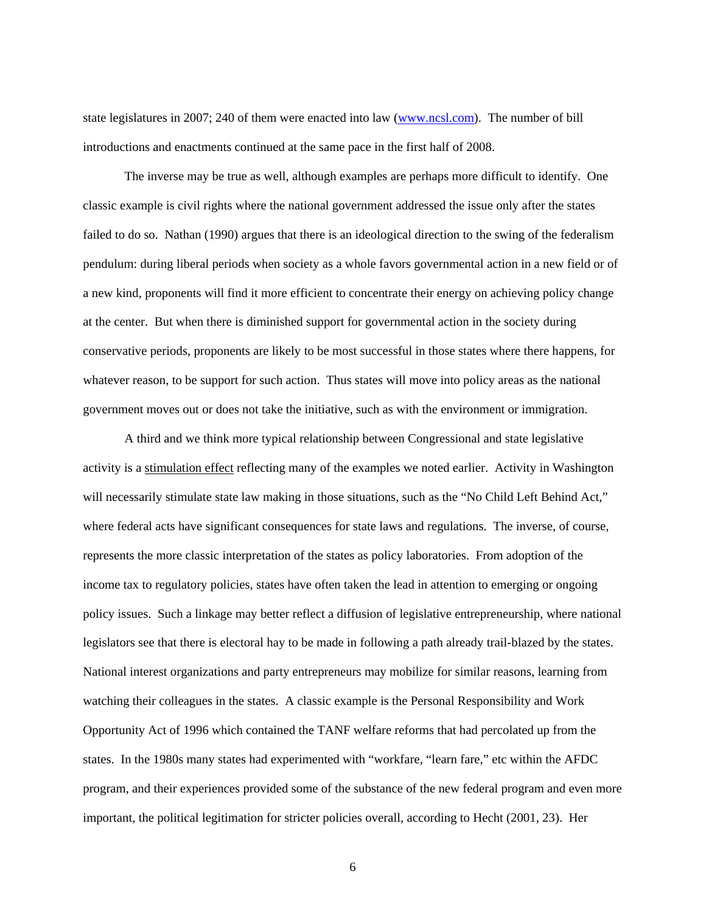state legislatures in 2007; 240 of them were enacted into law ([www.ncsl.com](www.ncsl.com)). The number of bill introductions and enactments continued at the same pace in the first half of 2008.

The inverse may be true as well, although examples are perhaps more difficult to identify. One classic example is civil rights where the national government addressed the issue only after the states failed to do so. Nathan (1990) argues that there is an ideological direction to the swing of the federalism pendulum: during liberal periods when society as a whole favors governmental action in a new field or of a new kind, proponents will find it more efficient to concentrate their energy on achieving policy change at the center. But when there is diminished support for governmental action in the society during conservative periods, proponents are likely to be most successful in those states where there happens, for whatever reason, to be support for such action. Thus states will move into policy areas as the national government moves out or does not take the initiative, such as with the environment or immigration.

A third and we think more typical relationship between Congressional and state legislative activity is a <u>stimulation effect</u> reflecting many of the examples we noted earlier. Activity in Washington will necessarily stimulate state law making in those situations, such as the "No Child Left Behind Act," where federal acts have significant consequences for state laws and regulations. The inverse, of course, represents the more classic interpretation of the states as policy laboratories. From adoption of the income tax to regulatory policies, states have often taken the lead in attention to emerging or ongoing policy issues. Such a linkage may better reflect a diffusion of legislative entrepreneurship, where national legislators see that there is electoral hay to be made in following a path already trail-blazed by the states. National interest organizations and party entrepreneurs may mobilize for similar reasons, learning from watching their colleagues in the states. A classic example is the Personal Responsibility and Work Opportunity Act of 1996 which contained the TANF welfare reforms that had percolated up from the states. In the 1980s many states had experimented with "workfare, "learn fare," etc within the AFDC program, and their experiences provided some of the substance of the new federal program and even more important, the political legitimation for stricter policies overall, according to Hecht (2001, 23). Her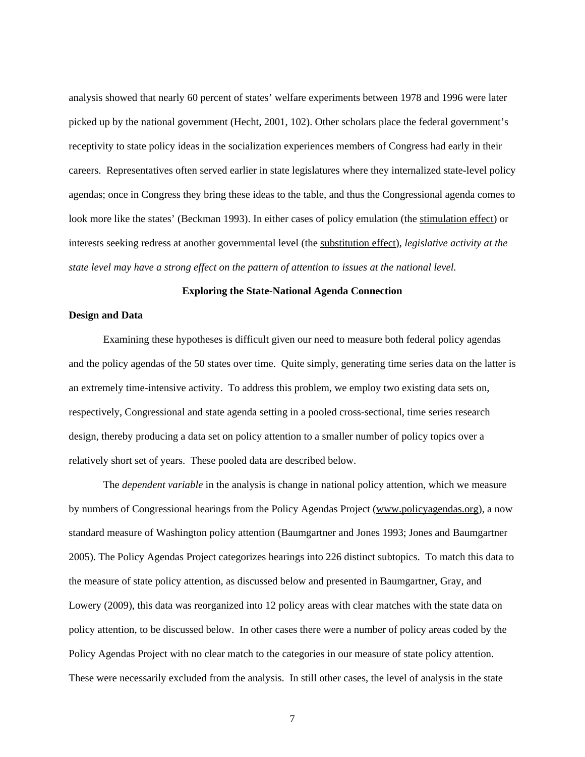analysis showed that nearly 60 percent of states' welfare experiments between 1978 and 1996 were later picked up by the national government (Hecht, 2001, 102). Other scholars place the federal government's receptivity to state policy ideas in the socialization experiences members of Congress had early in their careers. Representatives often served earlier in state legislatures where they internalized state-level policy agendas; once in Congress they bring these ideas to the table, and thus the Congressional agenda comes to look more like the states' (Beckman 1993). In either cases of policy emulation (the stimulation effect) or interests seeking redress at another governmental level (the substitution effect), *legislative activity at the state level may have a strong effect on the pattern of attention to issues at the national level.*

## Exploring the State-National Agenda Connection

### Design and Data

Examining these hypotheses is difficult given our need to measure both federal policy agendas and the policy agendas of the 50 states over time. Quite simply, generating time series data on the latter is an extremely time-intensive activity. To address this problem, we employ two existing data sets on, respectively, Congressional and state agenda setting in a pooled cross-sectional, time series research design, thereby producing a data set on policy attention to a smaller number of policy topics over a relatively short set of years. These pooled data are described below.

The *dependent variable* in the analysis is change in national policy attention, which we measure by numbers of Congressional hearings from the Policy Agendas Project (www.policyagendas.org), a now standard measure of Washington policy attention (Baumgartner and Jones 1993; Jones and Baumgartner 2005). The Policy Agendas Project categorizes hearings into 226 distinct subtopics. To match this data to the measure of state policy attention, as discussed below and presented in Baumgartner, Gray, and Lowery (2009), this data was reorganized into 12 policy areas with clear matches with the state data on policy attention, to be discussed below. In other cases there were a number of policy areas coded by the Policy Agendas Project with no clear match to the categories in our measure of state policy attention. These were necessarily excluded from the analysis. In still other cases, the level of analysis in the state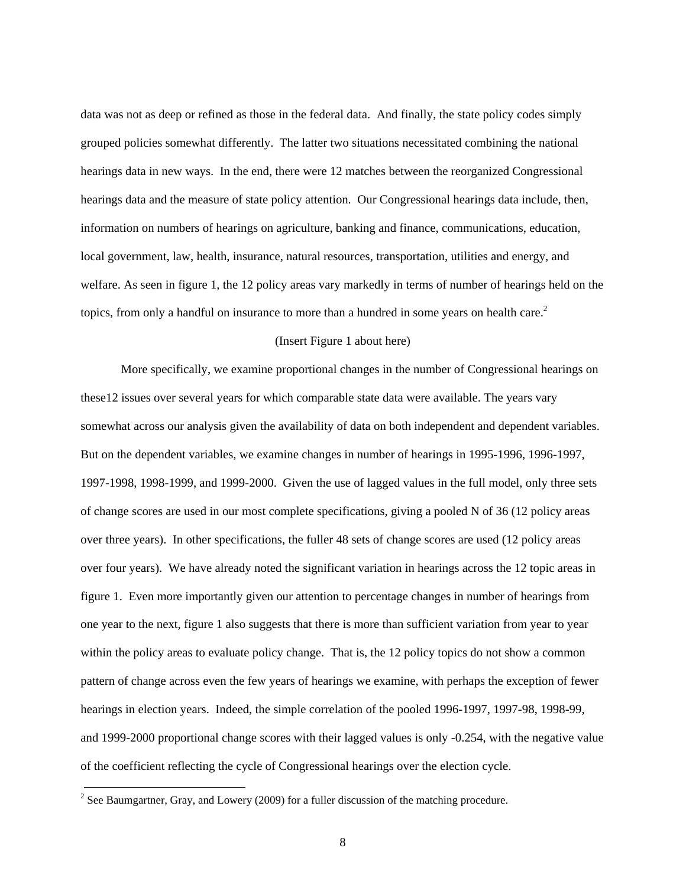data was not as deep or refined as those in the federal data. And finally, the state policy codes simply grouped policies somewhat differently. The latter two situations necessitated combining the national hearings data in new ways. In the end, there were 12 matches between the reorganized Congressional hearings data and the measure of state policy attention. Our Congressional hearings data include, then, information on numbers of hearings on agriculture, banking and finance, communications, education, local government, law, health, insurance, natural resources, transportation, utilities and energy, and welfare. As seen in figure 1, the 12 policy areas vary markedly in terms of number of hearings held on the topics, from only a handful on insurance to more than a hundred in some years on health care.[2]

(Insert Figure 1 about here)

More specifically, we examine proportional changes in the number of Congressional hearings on these12 issues over several years for which comparable state data were available. The years vary somewhat across our analysis given the availability of data on both independent and dependent variables. But on the dependent variables, we examine changes in number of hearings in 1995-1996, 1996-1997, 1997-1998, 1998-1999, and 1999-2000. Given the use of lagged values in the full model, only three sets of change scores are used in our most complete specifications, giving a pooled N of 36 (12 policy areas over three years). In other specifications, the fuller 48 sets of change scores are used (12 policy areas over four years). We have already noted the significant variation in hearings across the 12 topic areas in figure 1. Even more importantly given our attention to percentage changes in number of hearings from one year to the next, figure 1 also suggests that there is more than sufficient variation from year to year within the policy areas to evaluate policy change. That is, the 12 policy topics do not show a common pattern of change across even the few years of hearings we examine, with perhaps the exception of fewer hearings in election years. Indeed, the simple correlation of the pooled 1996-1997, 1997-98, 1998-99, and 1999-2000 proportional change scores with their lagged values is only -0.254, with the negative value of the coefficient reflecting the cycle of Congressional hearings over the election cycle.

[2] See Baumgartner, Gray, and Lowery (2009) for a fuller discussion of the matching procedure.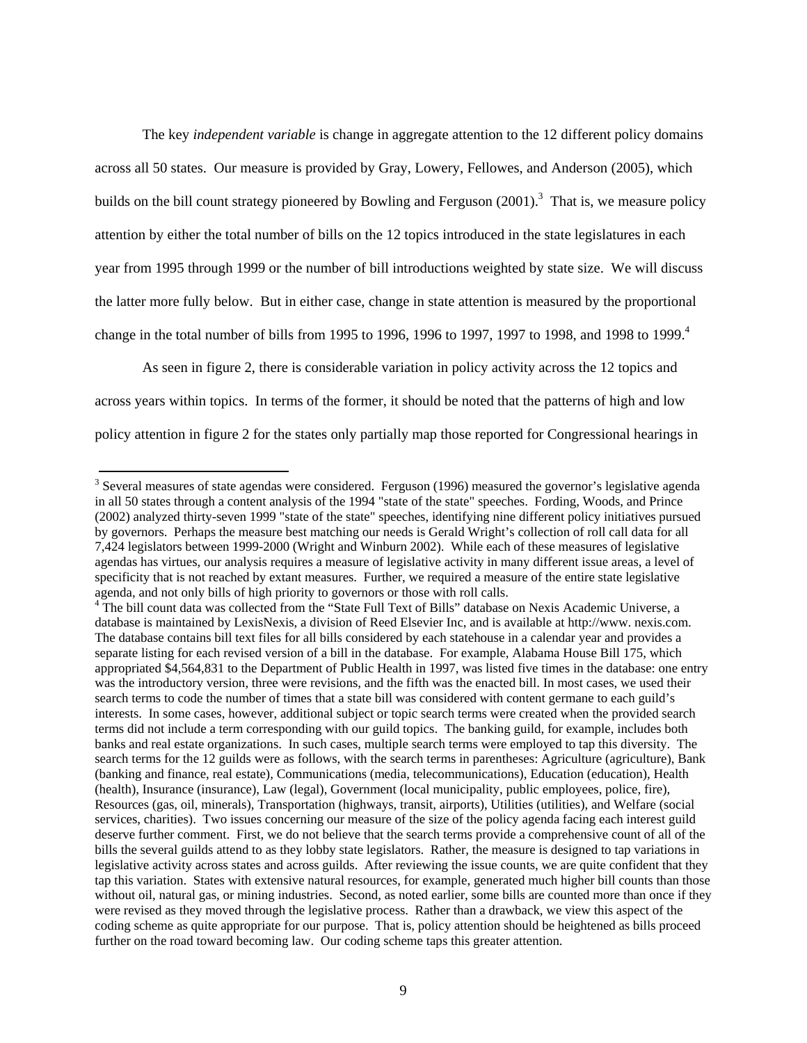The key *independent variable* is change in aggregate attention to the 12 different policy domains across all 50 states. Our measure is provided by Gray, Lowery, Fellowes, and Anderson (2005), which builds on the bill count strategy pioneered by Bowling and Ferguson (2001).[3] That is, we measure policy attention by either the total number of bills on the 12 topics introduced in the state legislatures in each year from 1995 through 1999 or the number of bill introductions weighted by state size. We will discuss the latter more fully below. But in either case, change in state attention is measured by the proportional change in the total number of bills from 1995 to 1996, 1996 to 1997, 1997 to 1998, and 1998 to 1999.[4]

As seen in figure 2, there is considerable variation in policy activity across the 12 topics and across years within topics. In terms of the former, it should be noted that the patterns of high and low policy attention in figure 2 for the states only partially map those reported for Congressional hearings in

---

[3] Several measures of state agendas were considered. Ferguson (1996) measured the governor's legislative agenda in all 50 states through a content analysis of the 1994 "state of the state" speeches. Fording, Woods, and Prince (2002) analyzed thirty-seven 1999 "state of the state" speeches, identifying nine different policy initiatives pursued by governors. Perhaps the measure best matching our needs is Gerald Wright's collection of roll call data for all 7,424 legislators between 1999-2000 (Wright and Winburn 2002). While each of these measures of legislative agendas has virtues, our analysis requires a measure of legislative activity in many different issue areas, a level of specificity that is not reached by extant measures. Further, we required a measure of the entire state legislative agenda, and not only bills of high priority to governors or those with roll calls.

[4] The bill count data was collected from the "State Full Text of Bills" database on Nexis Academic Universe, a database is maintained by LexisNexis, a division of Reed Elsevier Inc, and is available at http://www. nexis.com. The database contains bill text files for all bills considered by each statehouse in a calendar year and provides a separate listing for each revised version of a bill in the database. For example, Alabama House Bill 175, which appropriated $4,564,831 to the Department of Public Health in 1997, was listed five times in the database: one entry was the introductory version, three were revisions, and the fifth was the enacted bill. In most cases, we used their search terms to code the number of times that a state bill was considered with content germane to each guild's interests. In some cases, however, additional subject or topic search terms were created when the provided search terms did not include a term corresponding with our guild topics. The banking guild, for example, includes both banks and real estate organizations. In such cases, multiple search terms were employed to tap this diversity. The search terms for the 12 guilds were as follows, with the search terms in parentheses: Agriculture (agriculture), Bank (banking and finance, real estate), Communications (media, telecommunications), Education (education), Health (health), Insurance (insurance), Law (legal), Government (local municipality, public employees, police, fire), Resources (gas, oil, minerals), Transportation (highways, transit, airports), Utilities (utilities), and Welfare (social services, charities). Two issues concerning our measure of the size of the policy agenda facing each interest guild deserve further comment. First, we do not believe that the search terms provide a comprehensive count of all of the bills the several guilds attend to as they lobby state legislators. Rather, the measure is designed to tap variations in legislative activity across states and across guilds. After reviewing the issue counts, we are quite confident that they tap this variation. States with extensive natural resources, for example, generated much higher bill counts than those without oil, natural gas, or mining industries. Second, as noted earlier, some bills are counted more than once if they were revised as they moved through the legislative process. Rather than a drawback, we view this aspect of the coding scheme as quite appropriate for our purpose. That is, policy attention should be heightened as bills proceed further on the road toward becoming law. Our coding scheme taps this greater attention.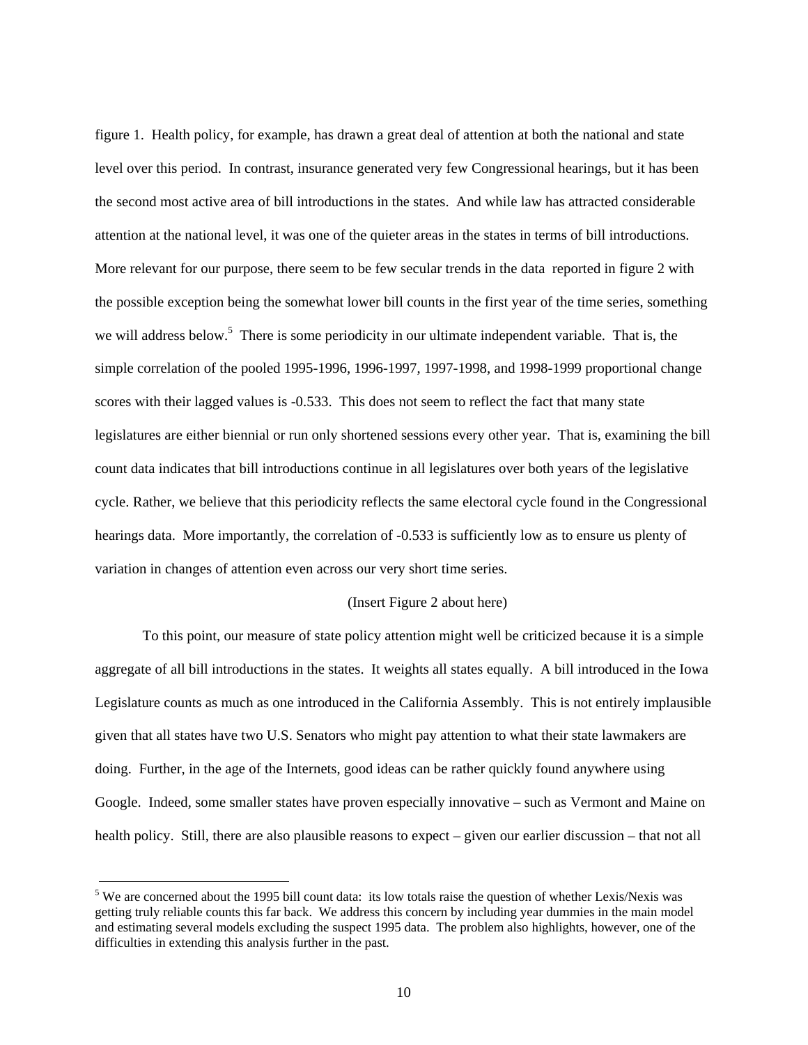figure 1. Health policy, for example, has drawn a great deal of attention at both the national and state level over this period. In contrast, insurance generated very few Congressional hearings, but it has been the second most active area of bill introductions in the states. And while law has attracted considerable attention at the national level, it was one of the quieter areas in the states in terms of bill introductions. More relevant for our purpose, there seem to be few secular trends in the data reported in figure 2 with the possible exception being the somewhat lower bill counts in the first year of the time series, something we will address below.[5] There is some periodicity in our ultimate independent variable. That is, the simple correlation of the pooled 1995-1996, 1996-1997, 1997-1998, and 1998-1999 proportional change scores with their lagged values is -0.533. This does not seem to reflect the fact that many state legislatures are either biennial or run only shortened sessions every other year. That is, examining the bill count data indicates that bill introductions continue in all legislatures over both years of the legislative cycle. Rather, we believe that this periodicity reflects the same electoral cycle found in the Congressional hearings data. More importantly, the correlation of -0.533 is sufficiently low as to ensure us plenty of variation in changes of attention even across our very short time series.

(Insert Figure 2 about here)

To this point, our measure of state policy attention might well be criticized because it is a simple aggregate of all bill introductions in the states. It weights all states equally. A bill introduced in the Iowa Legislature counts as much as one introduced in the California Assembly. This is not entirely implausible given that all states have two U.S. Senators who might pay attention to what their state lawmakers are doing. Further, in the age of the Internets, good ideas can be rather quickly found anywhere using Google. Indeed, some smaller states have proven especially innovative – such as Vermont and Maine on health policy. Still, there are also plausible reasons to expect – given our earlier discussion – that not all

[5] We are concerned about the 1995 bill count data: its low totals raise the question of whether Lexis/Nexis was getting truly reliable counts this far back. We address this concern by including year dummies in the main model and estimating several models excluding the suspect 1995 data. The problem also highlights, however, one of the difficulties in extending this analysis further in the past.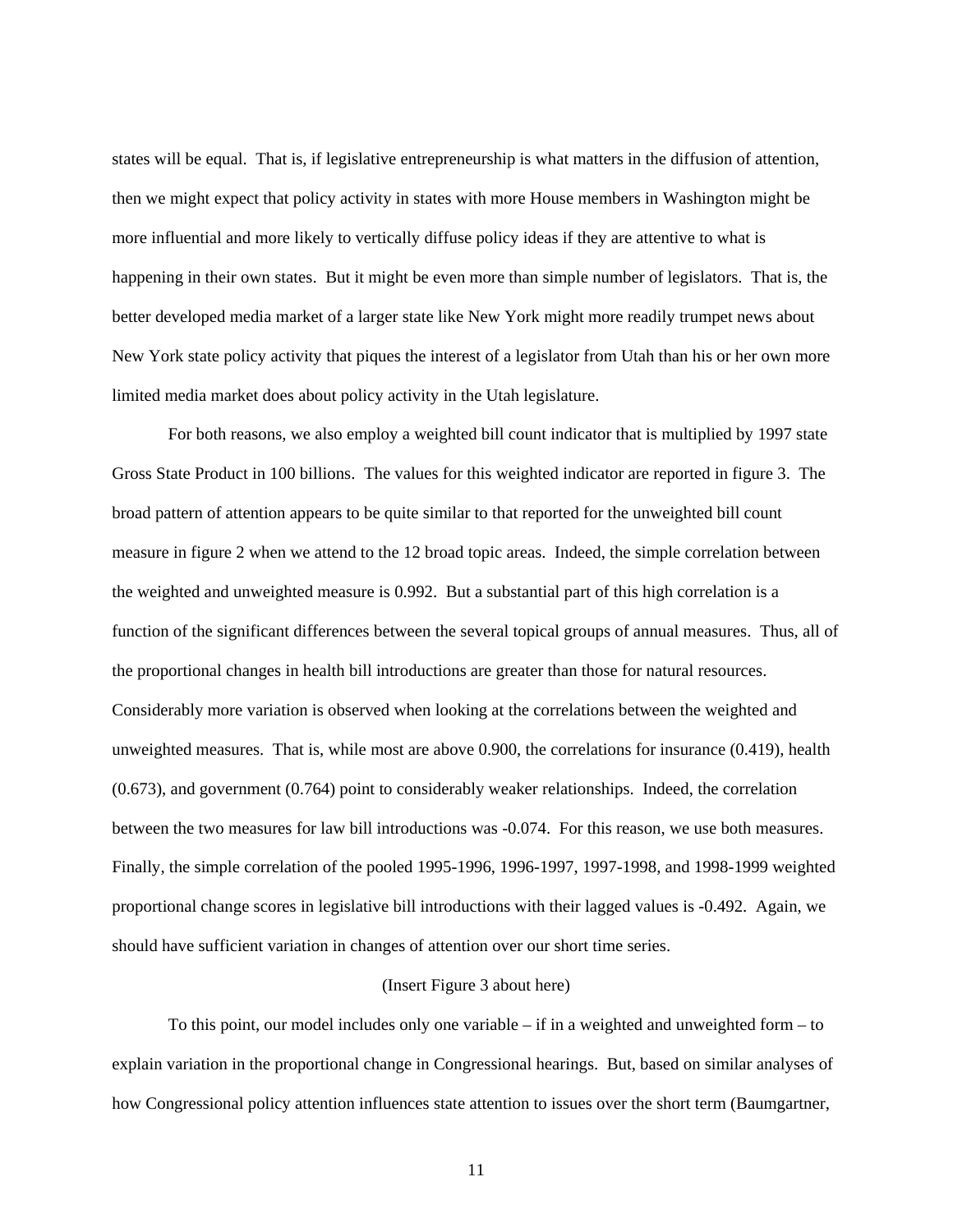states will be equal. That is, if legislative entrepreneurship is what matters in the diffusion of attention, then we might expect that policy activity in states with more House members in Washington might be more influential and more likely to vertically diffuse policy ideas if they are attentive to what is happening in their own states. But it might be even more than simple number of legislators. That is, the better developed media market of a larger state like New York might more readily trumpet news about New York state policy activity that piques the interest of a legislator from Utah than his or her own more limited media market does about policy activity in the Utah legislature.

For both reasons, we also employ a weighted bill count indicator that is multiplied by 1997 state Gross State Product in 100 billions. The values for this weighted indicator are reported in figure 3. The broad pattern of attention appears to be quite similar to that reported for the unweighted bill count measure in figure 2 when we attend to the 12 broad topic areas. Indeed, the simple correlation between the weighted and unweighted measure is 0.992. But a substantial part of this high correlation is a function of the significant differences between the several topical groups of annual measures. Thus, all of the proportional changes in health bill introductions are greater than those for natural resources. Considerably more variation is observed when looking at the correlations between the weighted and unweighted measures. That is, while most are above 0.900, the correlations for insurance (0.419), health (0.673), and government (0.764) point to considerably weaker relationships. Indeed, the correlation between the two measures for law bill introductions was -0.074. For this reason, we use both measures. Finally, the simple correlation of the pooled 1995-1996, 1996-1997, 1997-1998, and 1998-1999 weighted proportional change scores in legislative bill introductions with their lagged values is -0.492. Again, we should have sufficient variation in changes of attention over our short time series.

(Insert Figure 3 about here)

To this point, our model includes only one variable – if in a weighted and unweighted form – to explain variation in the proportional change in Congressional hearings. But, based on similar analyses of how Congressional policy attention influences state attention to issues over the short term (Baumgartner,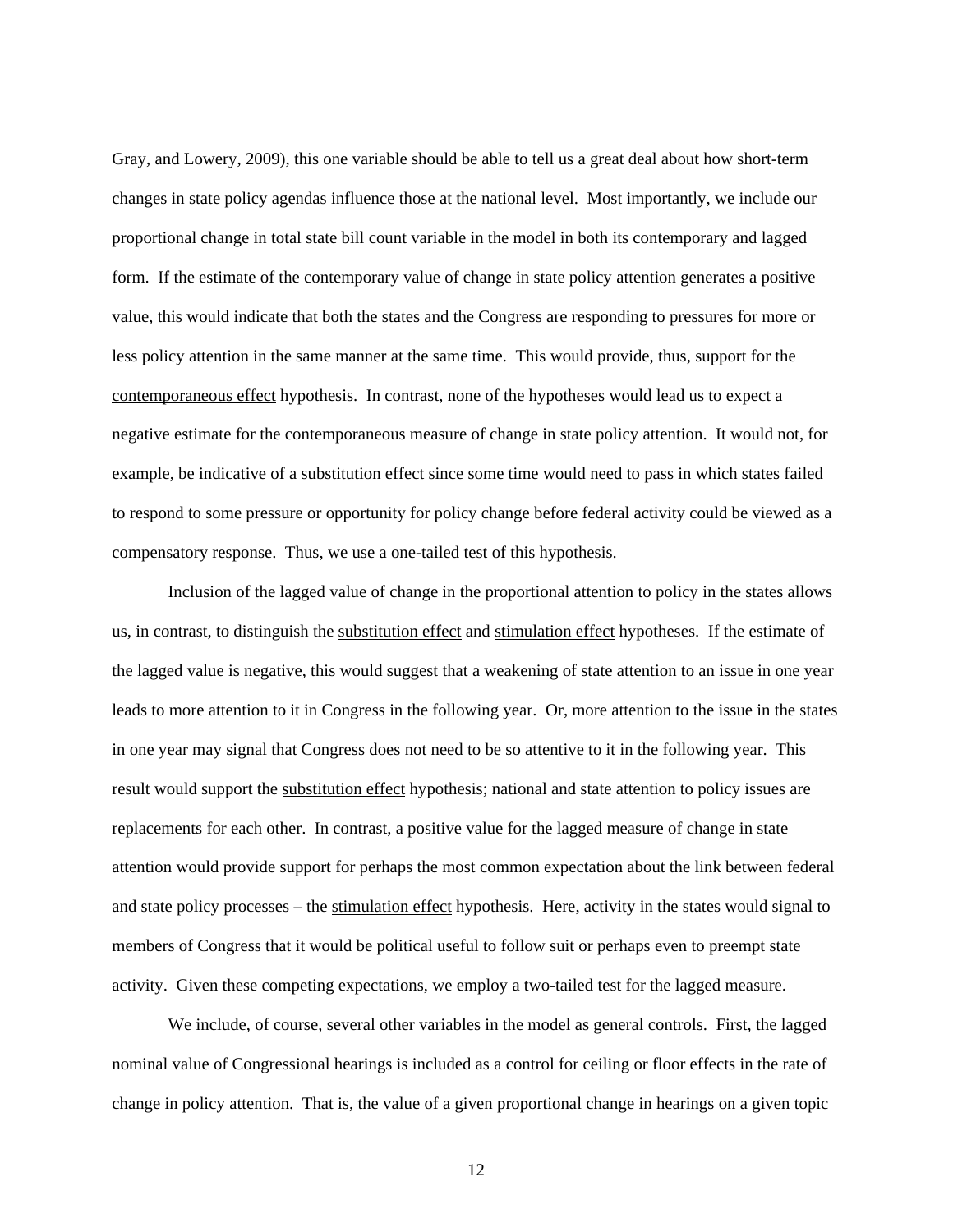Gray, and Lowery, 2009), this one variable should be able to tell us a great deal about how short-term changes in state policy agendas influence those at the national level. Most importantly, we include our proportional change in total state bill count variable in the model in both its contemporary and lagged form. If the estimate of the contemporary value of change in state policy attention generates a positive value, this would indicate that both the states and the Congress are responding to pressures for more or less policy attention in the same manner at the same time. This would provide, thus, support for the contemporaneous effect hypothesis. In contrast, none of the hypotheses would lead us to expect a negative estimate for the contemporaneous measure of change in state policy attention. It would not, for example, be indicative of a substitution effect since some time would need to pass in which states failed to respond to some pressure or opportunity for policy change before federal activity could be viewed as a compensatory response. Thus, we use a one-tailed test of this hypothesis.

Inclusion of the lagged value of change in the proportional attention to policy in the states allows us, in contrast, to distinguish the substitution effect and stimulation effect hypotheses. If the estimate of the lagged value is negative, this would suggest that a weakening of state attention to an issue in one year leads to more attention to it in Congress in the following year. Or, more attention to the issue in the states in one year may signal that Congress does not need to be so attentive to it in the following year. This result would support the substitution effect hypothesis; national and state attention to policy issues are replacements for each other. In contrast, a positive value for the lagged measure of change in state attention would provide support for perhaps the most common expectation about the link between federal and state policy processes – the stimulation effect hypothesis. Here, activity in the states would signal to members of Congress that it would be political useful to follow suit or perhaps even to preempt state activity. Given these competing expectations, we employ a two-tailed test for the lagged measure.

We include, of course, several other variables in the model as general controls. First, the lagged nominal value of Congressional hearings is included as a control for ceiling or floor effects in the rate of change in policy attention. That is, the value of a given proportional change in hearings on a given topic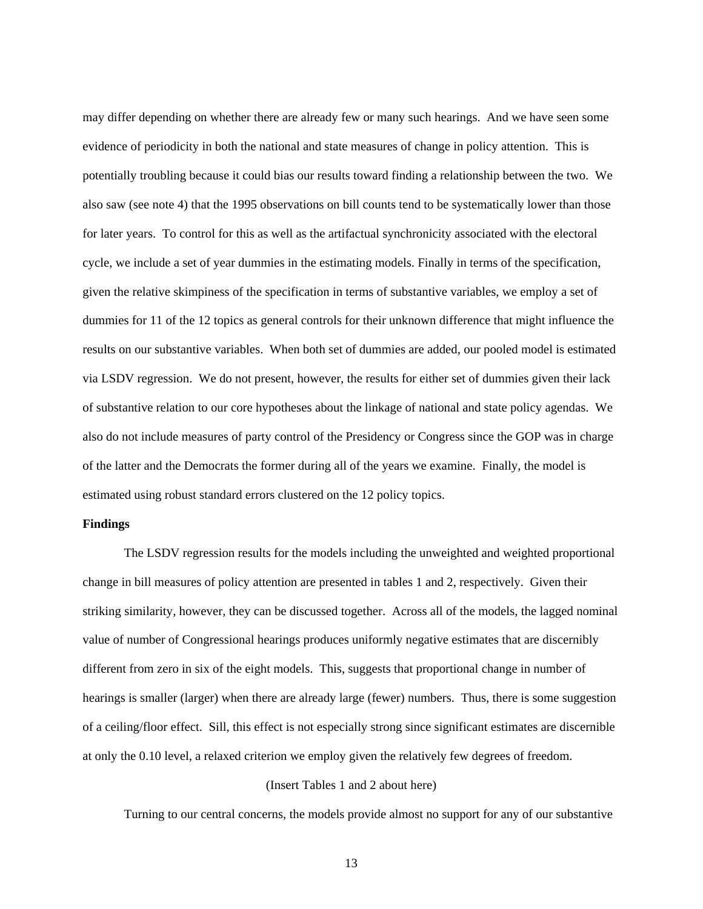may differ depending on whether there are already few or many such hearings. And we have seen some evidence of periodicity in both the national and state measures of change in policy attention. This is potentially troubling because it could bias our results toward finding a relationship between the two. We also saw (see note 4) that the 1995 observations on bill counts tend to be systematically lower than those for later years. To control for this as well as the artifactual synchronicity associated with the electoral cycle, we include a set of year dummies in the estimating models. Finally in terms of the specification, given the relative skimpiness of the specification in terms of substantive variables, we employ a set of dummies for 11 of the 12 topics as general controls for their unknown difference that might influence the results on our substantive variables. When both set of dummies are added, our pooled model is estimated via LSDV regression. We do not present, however, the results for either set of dummies given their lack of substantive relation to our core hypotheses about the linkage of national and state policy agendas. We also do not include measures of party control of the Presidency or Congress since the GOP was in charge of the latter and the Democrats the former during all of the years we examine. Finally, the model is estimated using robust standard errors clustered on the 12 policy topics.

**Findings**

The LSDV regression results for the models including the unweighted and weighted proportional change in bill measures of policy attention are presented in tables 1 and 2, respectively. Given their striking similarity, however, they can be discussed together. Across all of the models, the lagged nominal value of number of Congressional hearings produces uniformly negative estimates that are discernibly different from zero in six of the eight models. This, suggests that proportional change in number of hearings is smaller (larger) when there are already large (fewer) numbers. Thus, there is some suggestion of a ceiling/floor effect. Sill, this effect is not especially strong since significant estimates are discernible at only the 0.10 level, a relaxed criterion we employ given the relatively few degrees of freedom.

(Insert Tables 1 and 2 about here)

Turning to our central concerns, the models provide almost no support for any of our substantive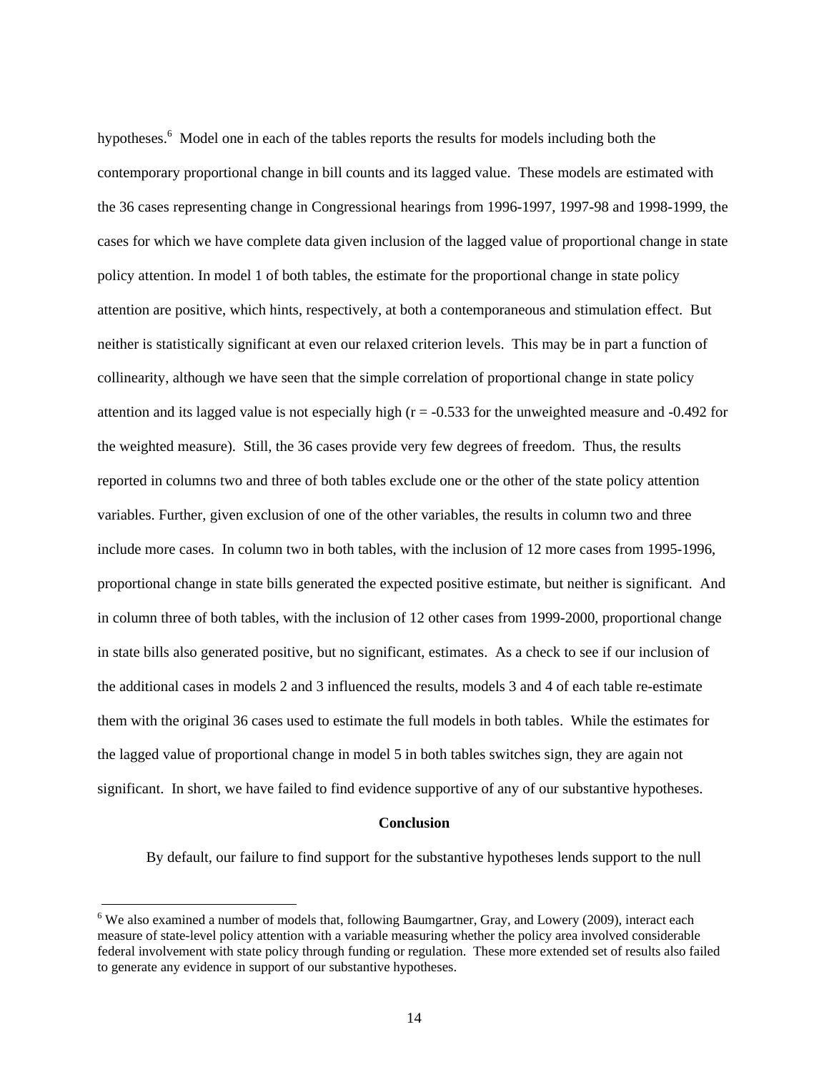hypotheses.[6] Model one in each of the tables reports the results for models including both the contemporary proportional change in bill counts and its lagged value. These models are estimated with the 36 cases representing change in Congressional hearings from 1996-1997, 1997-98 and 1998-1999, the cases for which we have complete data given inclusion of the lagged value of proportional change in state policy attention. In model 1 of both tables, the estimate for the proportional change in state policy attention are positive, which hints, respectively, at both a contemporaneous and stimulation effect. But neither is statistically significant at even our relaxed criterion levels. This may be in part a function of collinearity, although we have seen that the simple correlation of proportional change in state policy attention and its lagged value is not especially high (r = -0.533 for the unweighted measure and -0.492 for the weighted measure). Still, the 36 cases provide very few degrees of freedom. Thus, the results reported in columns two and three of both tables exclude one or the other of the state policy attention variables. Further, given exclusion of one of the other variables, the results in column two and three include more cases. In column two in both tables, with the inclusion of 12 more cases from 1995-1996, proportional change in state bills generated the expected positive estimate, but neither is significant. And in column three of both tables, with the inclusion of 12 other cases from 1999-2000, proportional change in state bills also generated positive, but no significant, estimates. As a check to see if our inclusion of the additional cases in models 2 and 3 influenced the results, models 3 and 4 of each table re-estimate them with the original 36 cases used to estimate the full models in both tables. While the estimates for the lagged value of proportional change in model 5 in both tables switches sign, they are again not significant. In short, we have failed to find evidence supportive of any of our substantive hypotheses.

## Conclusion

By default, our failure to find support for the substantive hypotheses lends support to the null

---

[6] We also examined a number of models that, following Baumgartner, Gray, and Lowery (2009), interact each measure of state-level policy attention with a variable measuring whether the policy area involved considerable federal involvement with state policy through funding or regulation. These more extended set of results also failed to generate any evidence in support of our substantive hypotheses.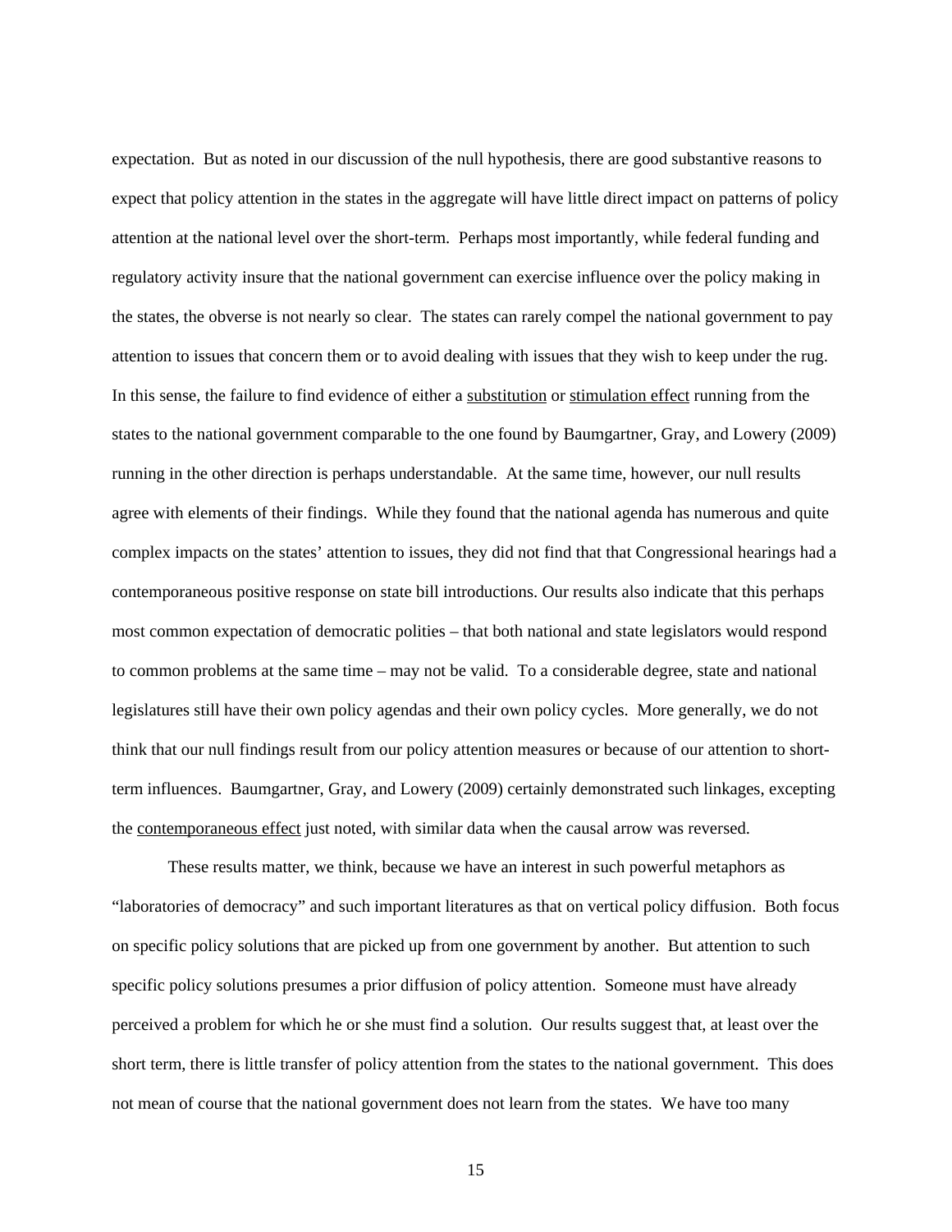expectation. But as noted in our discussion of the null hypothesis, there are good substantive reasons to expect that policy attention in the states in the aggregate will have little direct impact on patterns of policy attention at the national level over the short-term. Perhaps most importantly, while federal funding and regulatory activity insure that the national government can exercise influence over the policy making in the states, the obverse is not nearly so clear. The states can rarely compel the national government to pay attention to issues that concern them or to avoid dealing with issues that they wish to keep under the rug. In this sense, the failure to find evidence of either a substitution or stimulation effect running from the states to the national government comparable to the one found by Baumgartner, Gray, and Lowery (2009) running in the other direction is perhaps understandable. At the same time, however, our null results agree with elements of their findings. While they found that the national agenda has numerous and quite complex impacts on the states' attention to issues, they did not find that that Congressional hearings had a contemporaneous positive response on state bill introductions. Our results also indicate that this perhaps most common expectation of democratic polities – that both national and state legislators would respond to common problems at the same time – may not be valid. To a considerable degree, state and national legislatures still have their own policy agendas and their own policy cycles. More generally, we do not think that our null findings result from our policy attention measures or because of our attention to short-term influences. Baumgartner, Gray, and Lowery (2009) certainly demonstrated such linkages, excepting the contemporaneous effect just noted, with similar data when the causal arrow was reversed.

These results matter, we think, because we have an interest in such powerful metaphors as "laboratories of democracy" and such important literatures as that on vertical policy diffusion. Both focus on specific policy solutions that are picked up from one government by another. But attention to such specific policy solutions presumes a prior diffusion of policy attention. Someone must have already perceived a problem for which he or she must find a solution. Our results suggest that, at least over the short term, there is little transfer of policy attention from the states to the national government. This does not mean of course that the national government does not learn from the states. We have too many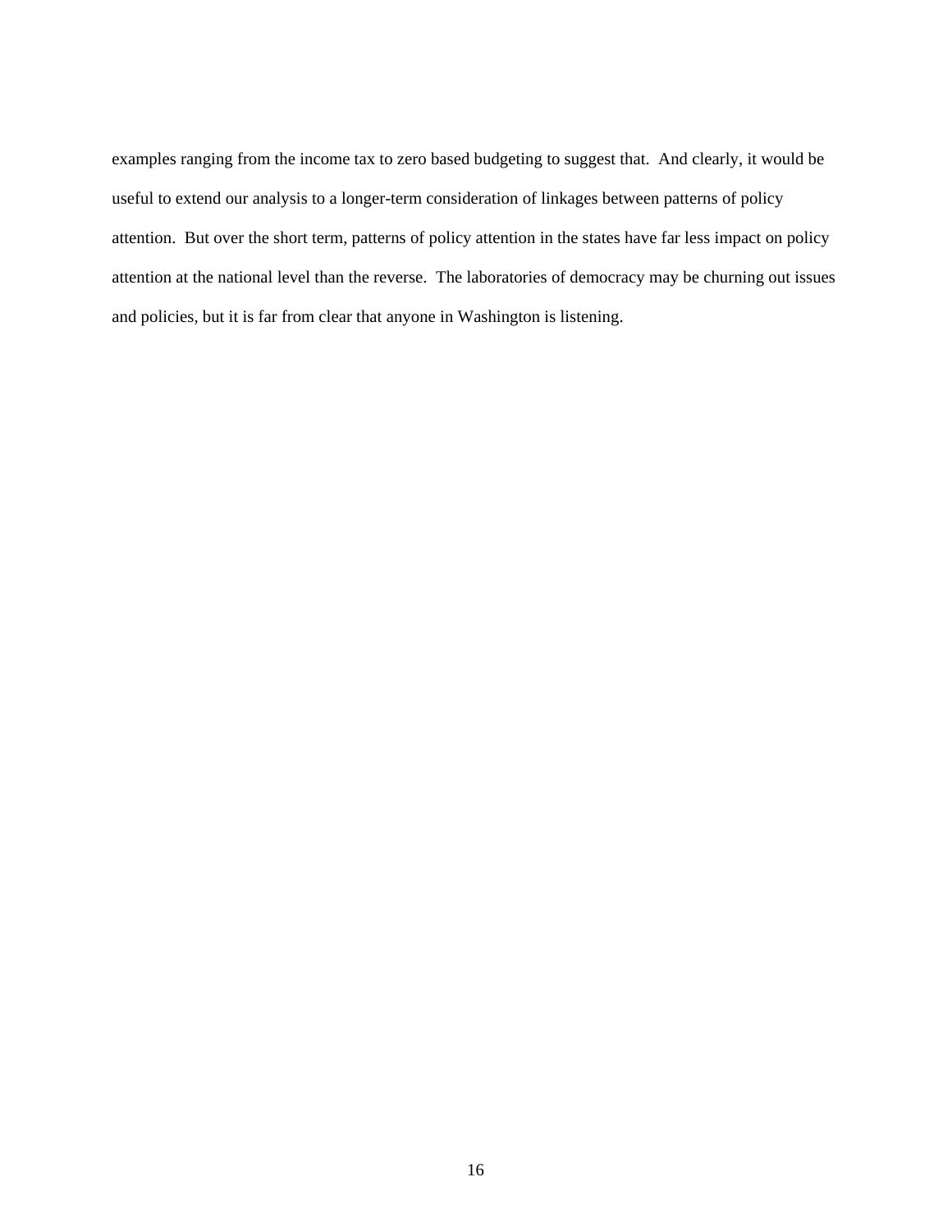examples ranging from the income tax to zero based budgeting to suggest that.  And clearly, it would be useful to extend our analysis to a longer-term consideration of linkages between patterns of policy attention.  But over the short term, patterns of policy attention in the states have far less impact on policy attention at the national level than the reverse.  The laboratories of democracy may be churning out issues and policies, but it is far from clear that anyone in Washington is listening.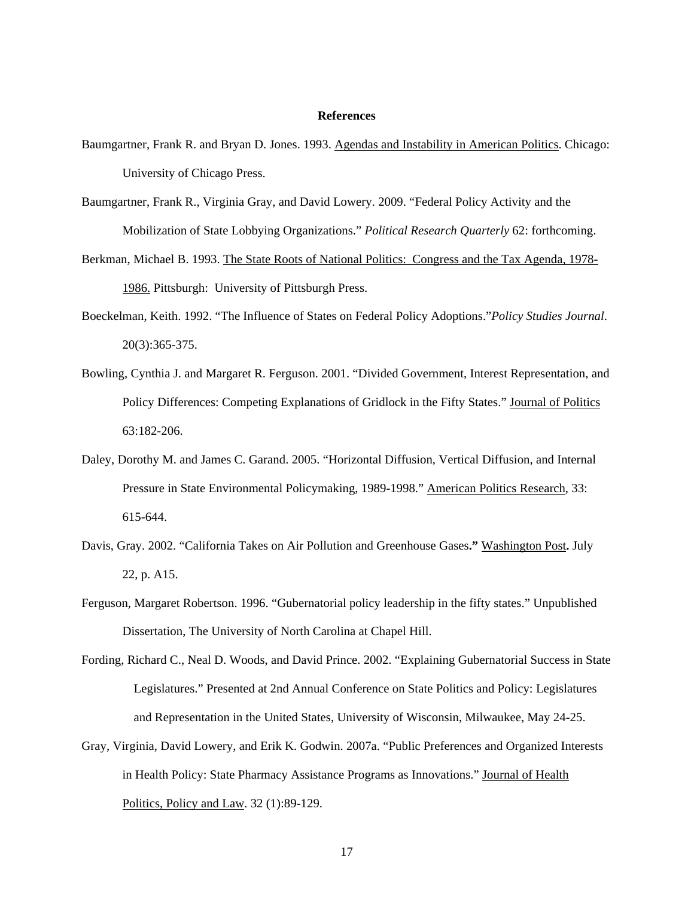**References**

Baumgartner, Frank R. and Bryan D. Jones. 1993. Agendas and Instability in American Politics. Chicago: University of Chicago Press.

Baumgartner, Frank R., Virginia Gray, and David Lowery. 2009. "Federal Policy Activity and the Mobilization of State Lobbying Organizations." *Political Research Quarterly* 62: forthcoming.

Berkman, Michael B. 1993. The State Roots of National Politics: Congress and the Tax Agenda, 1978-1986. Pittsburgh: University of Pittsburgh Press.

Boeckelman, Keith. 1992. "The Influence of States on Federal Policy Adoptions."*Policy Studies Journal*. 20(3):365-375.

Bowling, Cynthia J. and Margaret R. Ferguson. 2001. "Divided Government, Interest Representation, and Policy Differences: Competing Explanations of Gridlock in the Fifty States." Journal of Politics 63:182-206.

Daley, Dorothy M. and James C. Garand. 2005. "Horizontal Diffusion, Vertical Diffusion, and Internal Pressure in State Environmental Policymaking, 1989-1998." American Politics Research, 33: 615-644.

Davis, Gray. 2002. "California Takes on Air Pollution and Greenhouse Gases**."** Washington Post**.** July 22, p. A15.

Ferguson, Margaret Robertson. 1996. "Gubernatorial policy leadership in the fifty states." Unpublished Dissertation, The University of North Carolina at Chapel Hill.

Fording, Richard C., Neal D. Woods, and David Prince. 2002. "Explaining Gubernatorial Success in State Legislatures." Presented at 2nd Annual Conference on State Politics and Policy: Legislatures and Representation in the United States, University of Wisconsin, Milwaukee, May 24-25.

Gray, Virginia, David Lowery, and Erik K. Godwin. 2007a. "Public Preferences and Organized Interests in Health Policy: State Pharmacy Assistance Programs as Innovations." Journal of Health Politics, Policy and Law. 32 (1):89-129.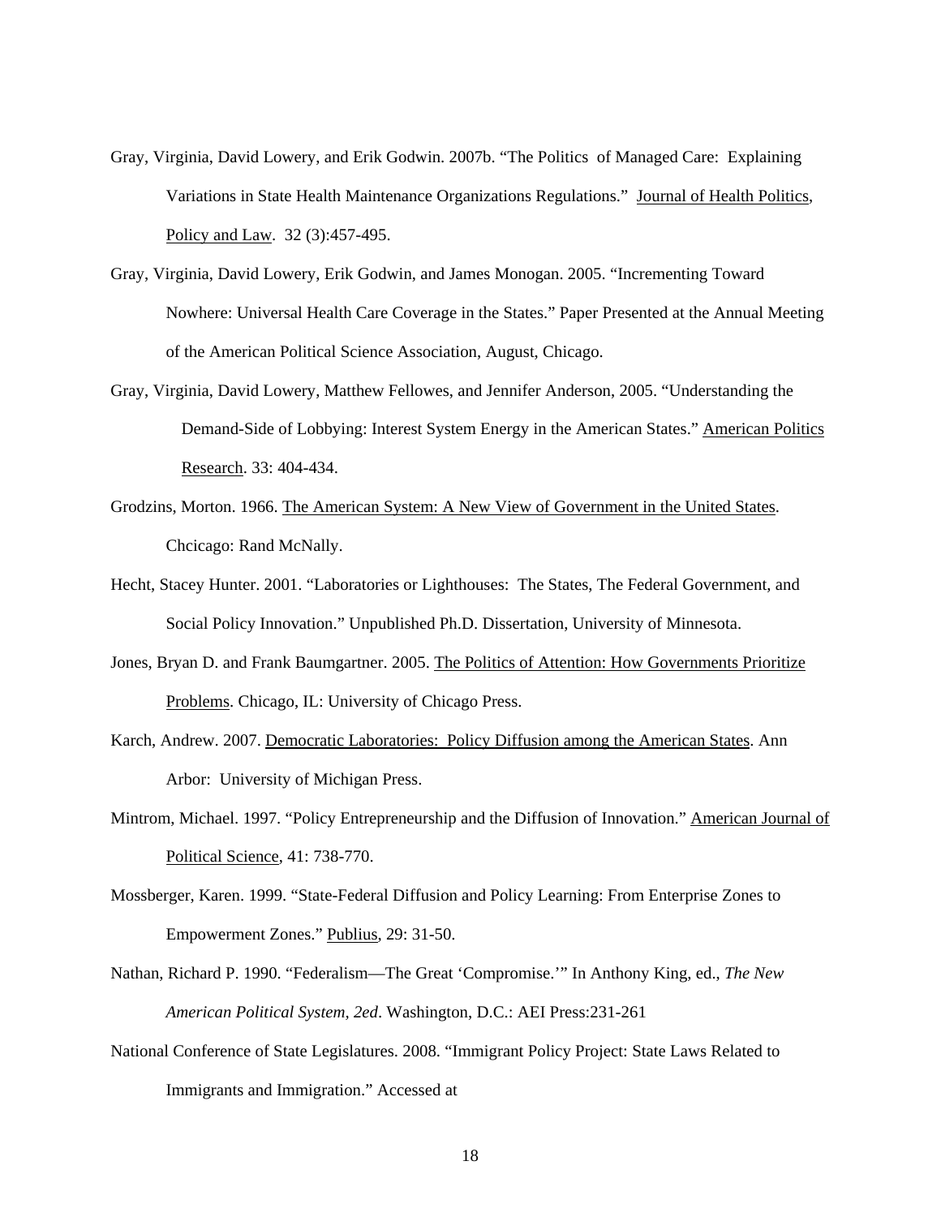Gray, Virginia, David Lowery, and Erik Godwin. 2007b. "The Politics of Managed Care: Explaining Variations in State Health Maintenance Organizations Regulations." Journal of Health Politics, Policy and Law. 32 (3):457-495.

Gray, Virginia, David Lowery, Erik Godwin, and James Monogan. 2005. "Incrementing Toward Nowhere: Universal Health Care Coverage in the States." Paper Presented at the Annual Meeting of the American Political Science Association, August, Chicago.

Gray, Virginia, David Lowery, Matthew Fellowes, and Jennifer Anderson, 2005. "Understanding the Demand-Side of Lobbying: Interest System Energy in the American States." American Politics Research. 33: 404-434.

Grodzins, Morton. 1966. The American System: A New View of Government in the United States. Chcicago: Rand McNally.

Hecht, Stacey Hunter. 2001. "Laboratories or Lighthouses: The States, The Federal Government, and Social Policy Innovation." Unpublished Ph.D. Dissertation, University of Minnesota.

Jones, Bryan D. and Frank Baumgartner. 2005. The Politics of Attention: How Governments Prioritize Problems. Chicago, IL: University of Chicago Press.

Karch, Andrew. 2007. Democratic Laboratories: Policy Diffusion among the American States. Ann Arbor: University of Michigan Press.

Mintrom, Michael. 1997. "Policy Entrepreneurship and the Diffusion of Innovation." American Journal of Political Science, 41: 738-770.

Mossberger, Karen. 1999. "State-Federal Diffusion and Policy Learning: From Enterprise Zones to Empowerment Zones." Publius, 29: 31-50.

Nathan, Richard P. 1990. "Federalism—The Great 'Compromise.'" In Anthony King, ed., *The New American Political System, 2ed*. Washington, D.C.: AEI Press:231-261

National Conference of State Legislatures. 2008. "Immigrant Policy Project: State Laws Related to Immigrants and Immigration." Accessed at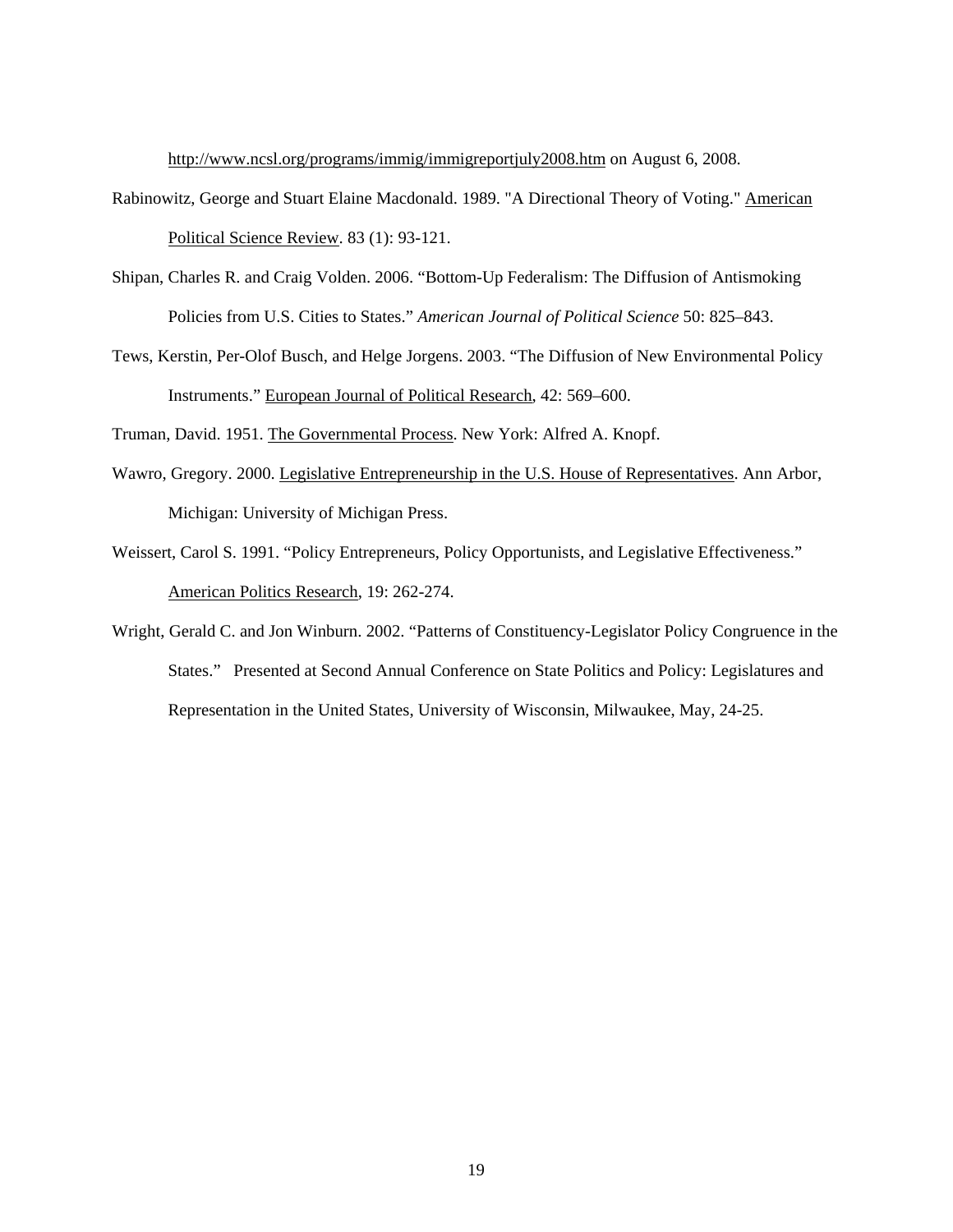http://www.ncsl.org/programs/immig/immigreportjuly2008.htm on August 6, 2008.

Rabinowitz, George and Stuart Elaine Macdonald. 1989. "A Directional Theory of Voting." American Political Science Review. 83 (1): 93-121.

Shipan, Charles R. and Craig Volden. 2006. "Bottom-Up Federalism: The Diffusion of Antismoking Policies from U.S. Cities to States." *American Journal of Political Science* 50: 825–843.

Tews, Kerstin, Per-Olof Busch, and Helge Jorgens. 2003. "The Diffusion of New Environmental Policy Instruments." European Journal of Political Research, 42: 569–600.

Truman, David. 1951. The Governmental Process. New York: Alfred A. Knopf.

Wawro, Gregory. 2000. Legislative Entrepreneurship in the U.S. House of Representatives. Ann Arbor, Michigan: University of Michigan Press.

Weissert, Carol S. 1991. "Policy Entrepreneurs, Policy Opportunists, and Legislative Effectiveness." American Politics Research, 19: 262-274.

Wright, Gerald C. and Jon Winburn. 2002. "Patterns of Constituency-Legislator Policy Congruence in the States." Presented at Second Annual Conference on State Politics and Policy: Legislatures and Representation in the United States, University of Wisconsin, Milwaukee, May, 24-25.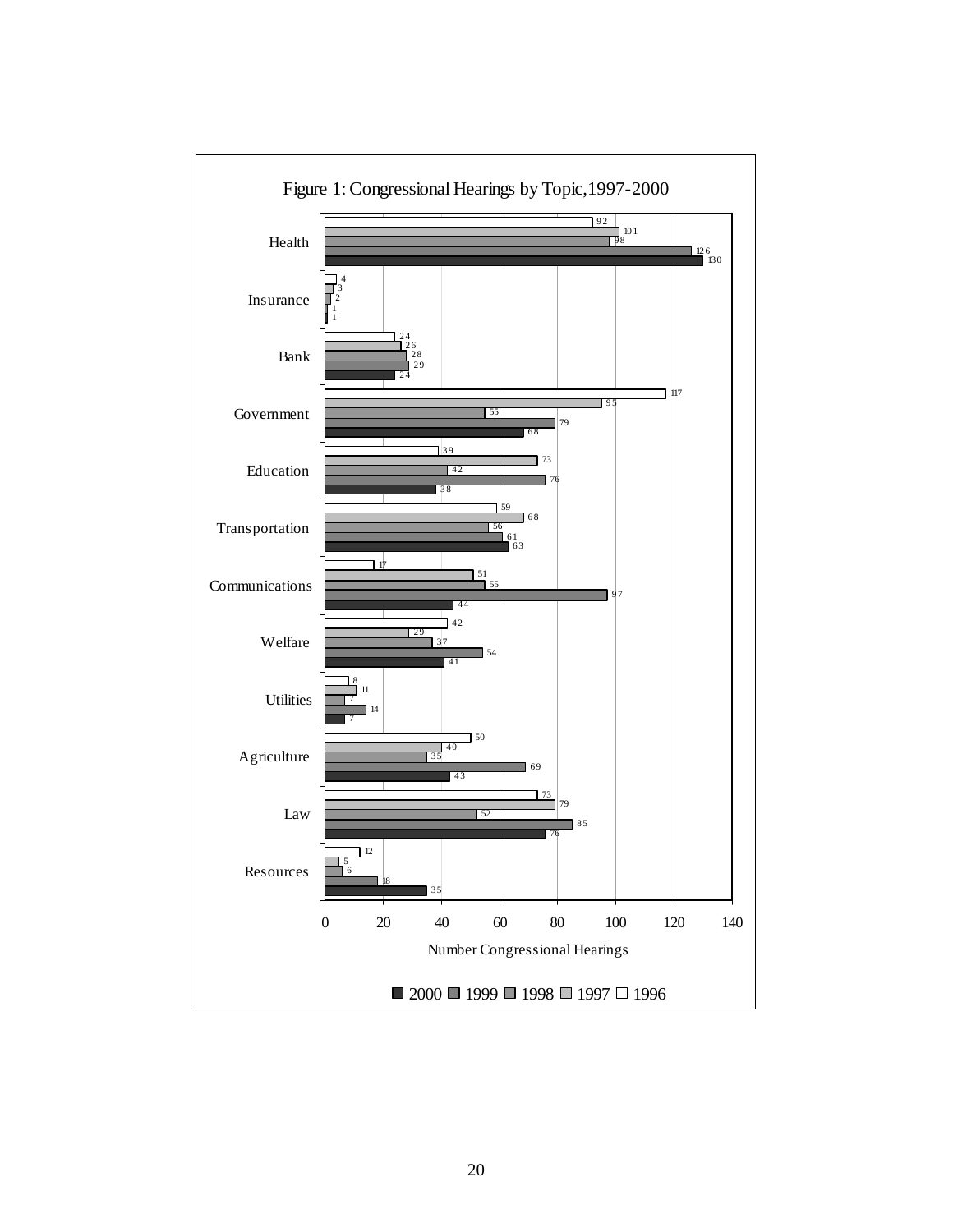Figure 1: Congressional Hearings by Topic,1997-2000

| Topic | 1996 | 1997 | 1998 | 1999 | 2000 |
|---|---|---|---|---|---|
| Health | 92 | 101 | 98 | 126 | 130 |
| Insurance | 4 | 3 | 2 | 1 | 1 |
| Bank | 24 | 26 | 28 | 29 | 24 |
| Government | 117 | 95 | 55 | 79 | 68 |
| Education | 39 | 73 | 42 | 76 | 38 |
| Transportation | 59 | 68 | 56 | 61 | 63 |
| Communications | 17 | 51 | 55 | 97 | 44 |
| Welfare | 42 | 29 | 37 | 54 | 41 |
| Utilities | 8 | 11 | 7 | 14 | 7 |
| Agriculture | 50 | 40 | 35 | 69 | 43 |
| Law | 73 | 79 | 52 | 85 | 76 |
| Resources | 12 | 5 | 6 | 18 | 35 |

Number Congressional Hearings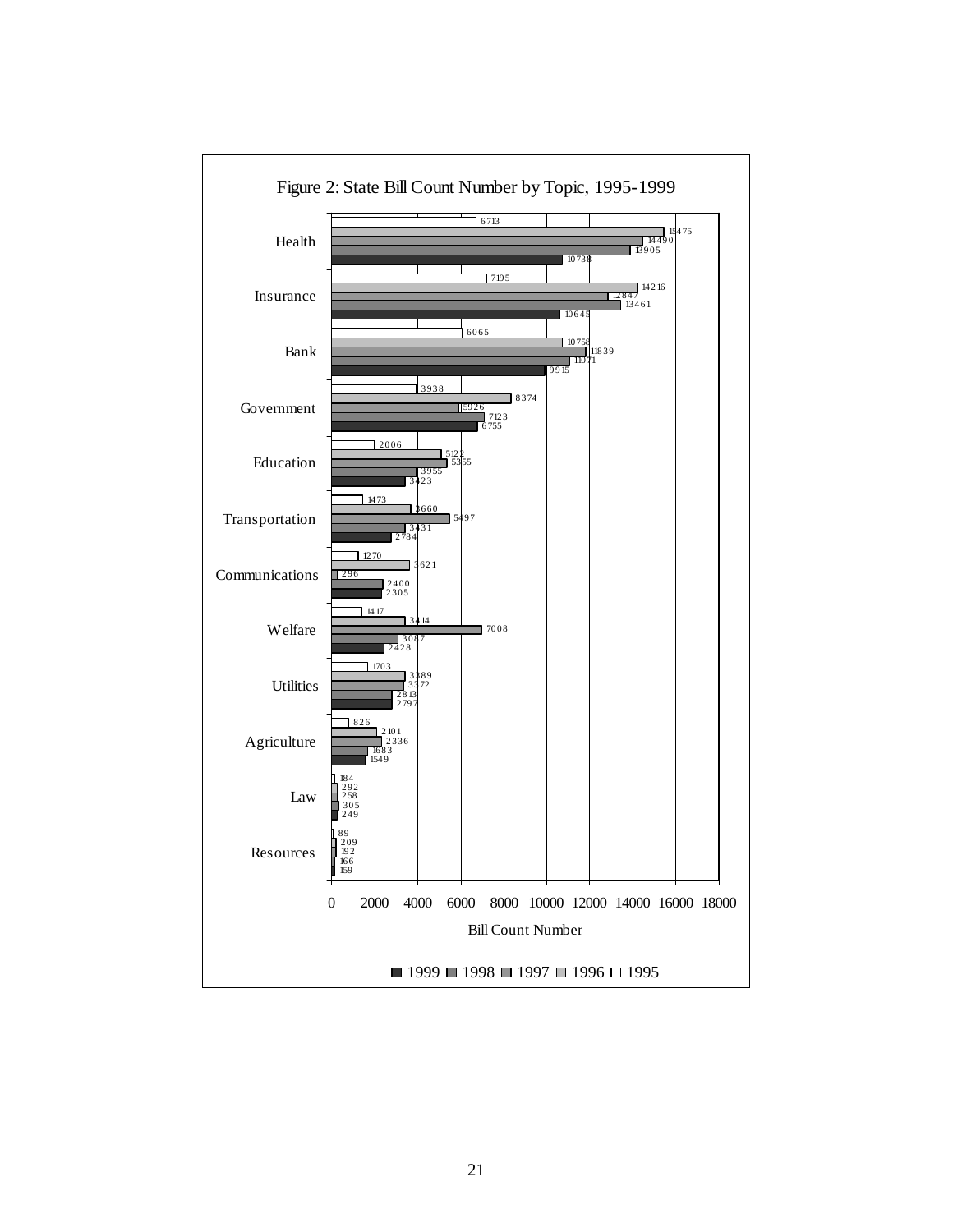Figure 2: State Bill Count Number by Topic, 1995-1999

| Topic | 1995 | 1996 | 1997 | 1998 | 1999 |
|---|---|---|---|---|---|
| Health | 6713 | 15475 | 14490 | 13905 | 10738 |
| Insurance | 7195 | 14216 | 12847 | 13461 | 10645 |
| Bank | 6065 | 10758 | 11839 | 11071 | 9915 |
| Government | 3938 | 8374 | 5926 | 7123 | 6755 |
| Education | 2006 | 5122 | 5355 | 3955 | 3423 |
| Transportation | 1473 | 3660 | 5497 | 3431 | 2784 |
| Communications | 1270 | 3621 | 296 | 2400 | 2305 |
| Welfare | 1417 | 3414 | 7008 | 3087 | 2428 |
| Utilities | 1703 | 3389 | 3372 | 2813 | 2797 |
| Agriculture | 826 | 2101 | 2336 | 1683 | 1549 |
| Law | 184 | 292 | 258 | 305 | 249 |
| Resources | 89 | 209 | 192 | 166 | 159 |

Bill Count Number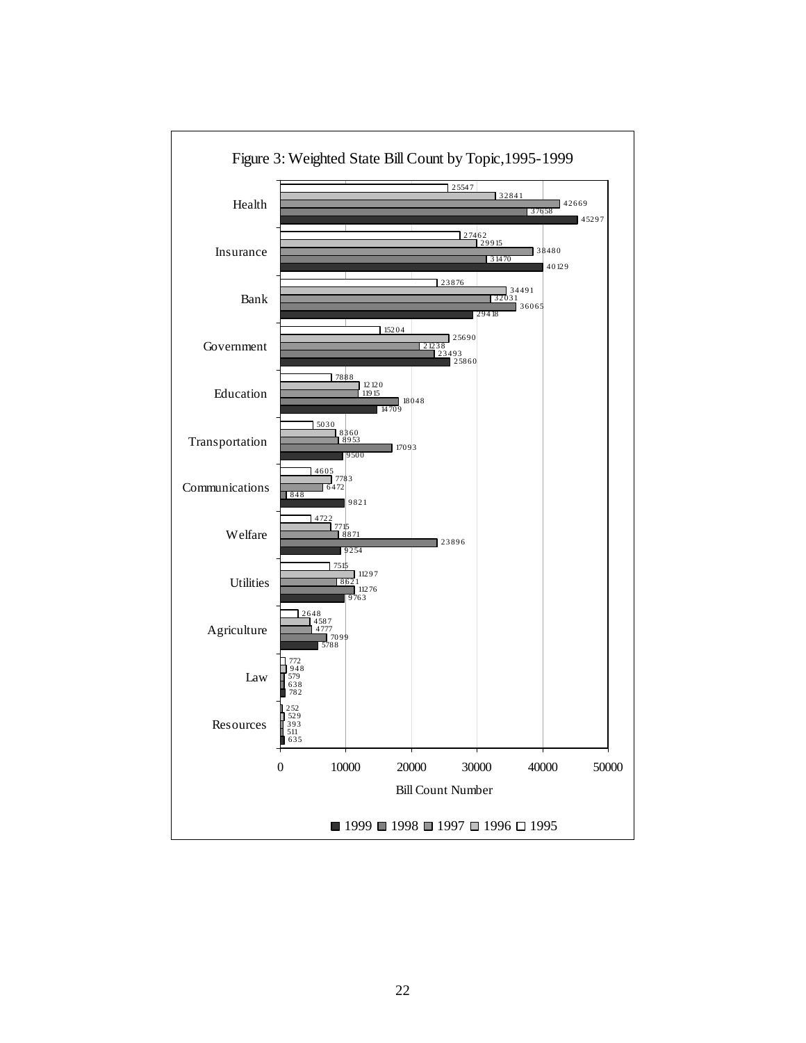Figure 3: Weighted State Bill Count by Topic,1995-1999

| Topic | 1995 | 1996 | 1997 | 1998 | 1999 |
|---|---|---|---|---|---|
| Health | 25547 | 32841 | 42669 | 37658 | 45297 |
| Insurance | 27462 | 29915 | 38480 | 31470 | 40129 |
| Bank | 23876 | 34491 | 32031 | 36065 | 29418 |
| Government | 15204 | 25690 | 21238 | 23493 | 25860 |
| Education | 7888 | 12120 | 11915 | 18048 | 14709 |
| Transportation | 5030 | 8360 | 8953 | 17093 | 9500 |
| Communications | 4605 | 7783 | 6472 | 848 | 9821 |
| Welfare | 4722 | 7715 | 8871 | 23896 | 9254 |
| Utilities | 7515 | 11297 | 8621 | 11276 | 9763 |
| Agriculture | 2648 | 4587 | 4777 | 7099 | 5788 |
| Law | 772 | 948 | 579 | 638 | 782 |
| Resources | 252 | 529 | 393 | 511 | 635 |

Bill Count Number

■ 1999 ■ 1998 ■ 1997 □ 1996 □ 1995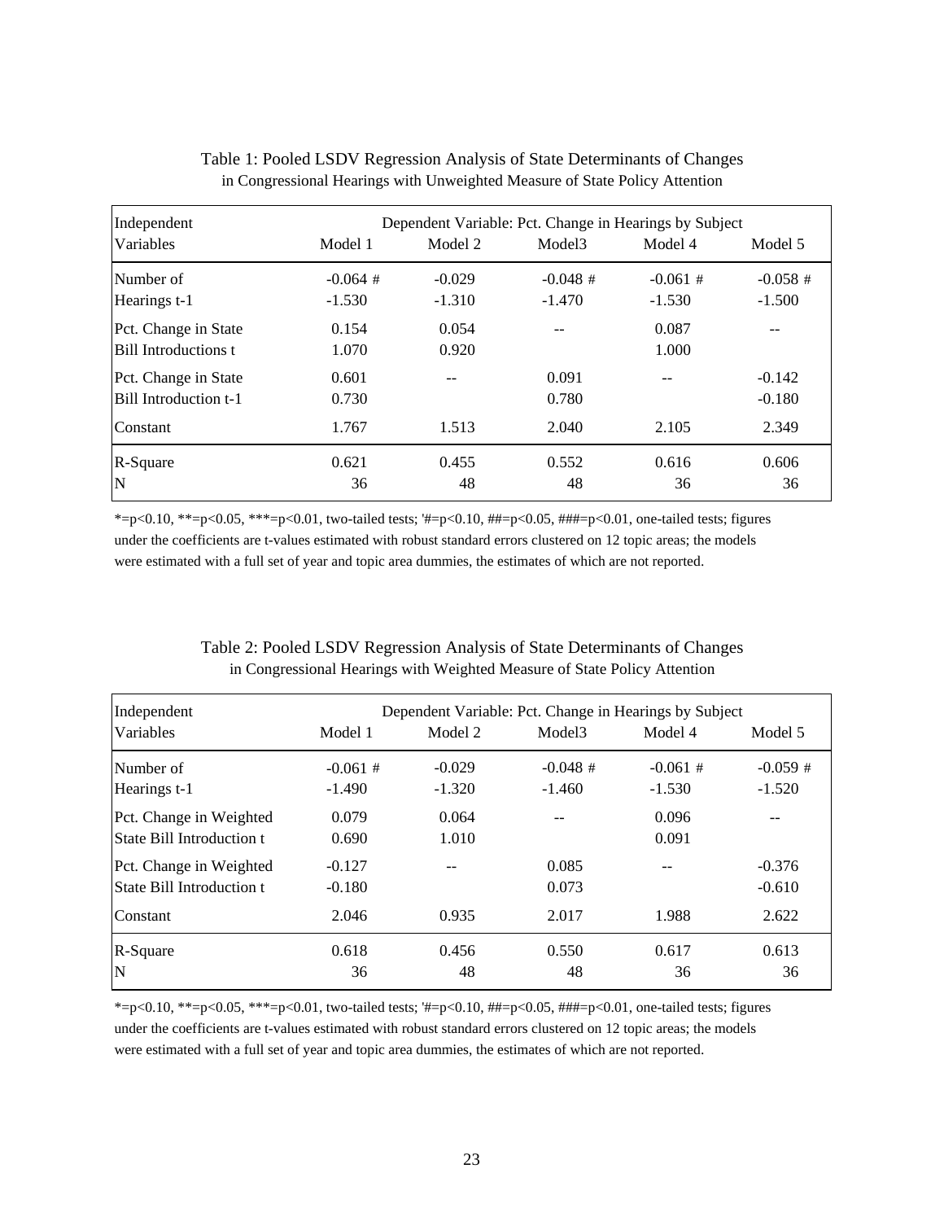Table 1: Pooled LSDV Regression Analysis of State Determinants of Changes in Congressional Hearings with Unweighted Measure of State Policy Attention

| Independent Variables | Dependent Variable: Pct. Change in Hearings by Subject Model 1 | Model 2 | Model3 | Model 4 | Model 5 |
|---|---|---|---|---|---|
| Number of Hearings t-1 | -0.064 # | -0.029 | -0.048 # | -0.061 # | -0.058 # |
| | -1.530 | -1.310 | -1.470 | -1.530 | -1.500 |
| Pct. Change in State Bill Introductions t | 0.154 | 0.054 | -- | 0.087 | -- |
| | 1.070 | 0.920 | | 1.000 | |
| Pct. Change in State Bill Introduction t-1 | 0.601 | -- | 0.091 | -- | -0.142 |
| | 0.730 | | 0.780 | | -0.180 |
| Constant | 1.767 | 1.513 | 2.040 | 2.105 | 2.349 |
| R-Square | 0.621 | 0.455 | 0.552 | 0.616 | 0.606 |
| N | 36 | 48 | 48 | 36 | 36 |

*=p<0.10, **=p<0.05, ***=p<0.01, two-tailed tests; '#=p<0.10, ##=p<0.05, ###=p<0.01, one-tailed tests; figures under the coefficients are t-values estimated with robust standard errors clustered on 12 topic areas; the models were estimated with a full set of year and topic area dummies, the estimates of which are not reported.

Table 2: Pooled LSDV Regression Analysis of State Determinants of Changes in Congressional Hearings with Weighted Measure of State Policy Attention

| Independent Variables | Dependent Variable: Pct. Change in Hearings by Subject Model 1 | Model 2 | Model3 | Model 4 | Model 5 |
|---|---|---|---|---|---|
| Number of Hearings t-1 | -0.061 # | -0.029 | -0.048 # | -0.061 # | -0.059 # |
| | -1.490 | -1.320 | -1.460 | -1.530 | -1.520 |
| Pct. Change in Weighted State Bill Introduction t | 0.079 | 0.064 | -- | 0.096 | -- |
| | 0.690 | 1.010 | | 0.091 | |
| Pct. Change in Weighted State Bill Introduction t | -0.127 | -- | 0.085 | -- | -0.376 |
| | -0.180 | | 0.073 | | -0.610 |
| Constant | 2.046 | 0.935 | 2.017 | 1.988 | 2.622 |
| R-Square | 0.618 | 0.456 | 0.550 | 0.617 | 0.613 |
| N | 36 | 48 | 48 | 36 | 36 |

*=p<0.10, **=p<0.05, ***=p<0.01, two-tailed tests; '#=p<0.10, ##=p<0.05, ###=p<0.01, one-tailed tests; figures under the coefficients are t-values estimated with robust standard errors clustered on 12 topic areas; the models were estimated with a full set of year and topic area dummies, the estimates of which are not reported.